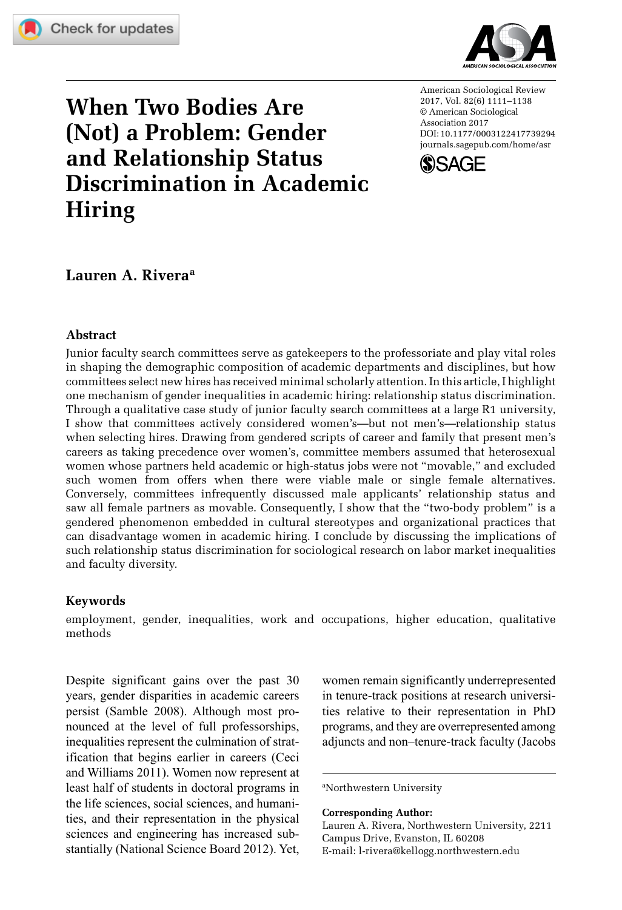# When Two Bodies Are (Not) a Problem: Gender and Relationship Status Discrimination in Academic Hiring

American Sociological Review
2017, Vol. 82(6) 1111–1138
© American Sociological Association 2017
DOI: 10.1177/0003122417739294
journals.sagepub.com/home/asr

**Lauren A. Rivera**[a]

## Abstract

Junior faculty search committees serve as gatekeepers to the professoriate and play vital roles in shaping the demographic composition of academic departments and disciplines, but how committees select new hires has received minimal scholarly attention. In this article, I highlight one mechanism of gender inequalities in academic hiring: relationship status discrimination. Through a qualitative case study of junior faculty search committees at a large R1 university, I show that committees actively considered women's—but not men's—relationship status when selecting hires. Drawing from gendered scripts of career and family that present men's careers as taking precedence over women's, committee members assumed that heterosexual women whose partners held academic or high-status jobs were not "movable," and excluded such women from offers when there were viable male or single female alternatives. Conversely, committees infrequently discussed male applicants' relationship status and saw all female partners as movable. Consequently, I show that the "two-body problem" is a gendered phenomenon embedded in cultural stereotypes and organizational practices that can disadvantage women in academic hiring. I conclude by discussing the implications of such relationship status discrimination for sociological research on labor market inequalities and faculty diversity.

### Keywords

employment, gender, inequalities, work and occupations, higher education, qualitative methods

Despite significant gains over the past 30 years, gender disparities in academic careers persist (Samble 2008). Although most pronounced at the level of full professorships, inequalities represent the culmination of stratification that begins earlier in careers (Ceci and Williams 2011). Women now represent at least half of students in doctoral programs in the life sciences, social sciences, and humanities, and their representation in the physical sciences and engineering has increased substantially (National Science Board 2012). Yet, women remain significantly underrepresented in tenure-track positions at research universities relative to their representation in PhD programs, and they are overrepresented among adjuncts and non–tenure-track faculty (Jacobs

[a]Northwestern University

**Corresponding Author:**
Lauren A. Rivera, Northwestern University, 2211 Campus Drive, Evanston, IL 60208
E-mail: l-rivera@kellogg.northwestern.edu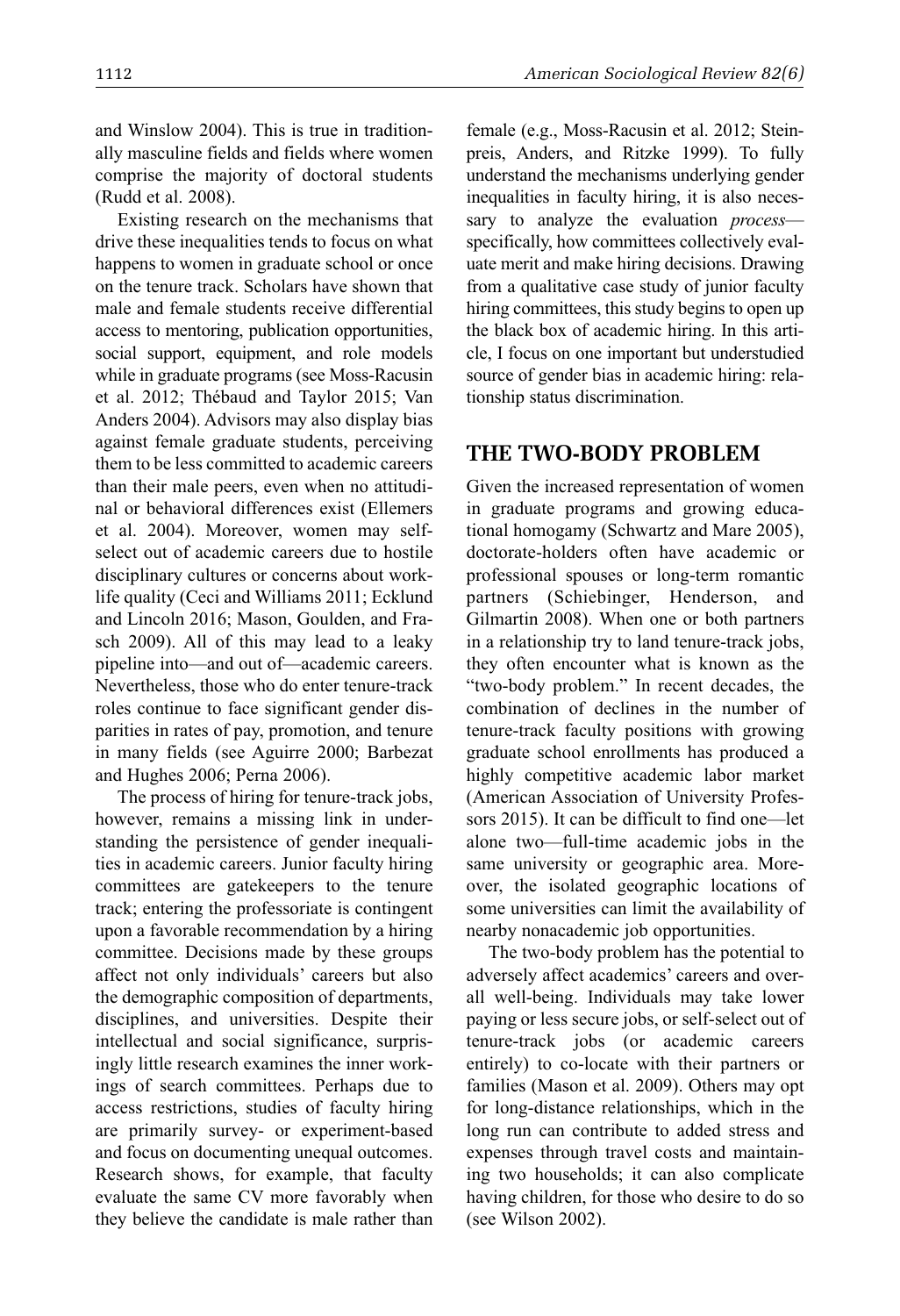and Winslow 2004). This is true in traditionally masculine fields and fields where women comprise the majority of doctoral students (Rudd et al. 2008).

Existing research on the mechanisms that drive these inequalities tends to focus on what happens to women in graduate school or once on the tenure track. Scholars have shown that male and female students receive differential access to mentoring, publication opportunities, social support, equipment, and role models while in graduate programs (see Moss-Racusin et al. 2012; Thébaud and Taylor 2015; Van Anders 2004). Advisors may also display bias against female graduate students, perceiving them to be less committed to academic careers than their male peers, even when no attitudinal or behavioral differences exist (Ellemers et al. 2004). Moreover, women may self-select out of academic careers due to hostile disciplinary cultures or concerns about work-life quality (Ceci and Williams 2011; Ecklund and Lincoln 2016; Mason, Goulden, and Frasch 2009). All of this may lead to a leaky pipeline into—and out of—academic careers. Nevertheless, those who do enter tenure-track roles continue to face significant gender disparities in rates of pay, promotion, and tenure in many fields (see Aguirre 2000; Barbezat and Hughes 2006; Perna 2006).

The process of hiring for tenure-track jobs, however, remains a missing link in understanding the persistence of gender inequalities in academic careers. Junior faculty hiring committees are gatekeepers to the tenure track; entering the professoriate is contingent upon a favorable recommendation by a hiring committee. Decisions made by these groups affect not only individuals' careers but also the demographic composition of departments, disciplines, and universities. Despite their intellectual and social significance, surprisingly little research examines the inner workings of search committees. Perhaps due to access restrictions, studies of faculty hiring are primarily survey- or experiment-based and focus on documenting unequal outcomes. Research shows, for example, that faculty evaluate the same CV more favorably when they believe the candidate is male rather than female (e.g., Moss-Racusin et al. 2012; Steinpreis, Anders, and Ritzke 1999). To fully understand the mechanisms underlying gender inequalities in faculty hiring, it is also necessary to analyze the evaluation *process*—specifically, how committees collectively evaluate merit and make hiring decisions. Drawing from a qualitative case study of junior faculty hiring committees, this study begins to open up the black box of academic hiring. In this article, I focus on one important but understudied source of gender bias in academic hiring: relationship status discrimination.

## THE TWO-BODY PROBLEM

Given the increased representation of women in graduate programs and growing educational homogamy (Schwartz and Mare 2005), doctorate-holders often have academic or professional spouses or long-term romantic partners (Schiebinger, Henderson, and Gilmartin 2008). When one or both partners in a relationship try to land tenure-track jobs, they often encounter what is known as the "two-body problem." In recent decades, the combination of declines in the number of tenure-track faculty positions with growing graduate school enrollments has produced a highly competitive academic labor market (American Association of University Professors 2015). It can be difficult to find one—let alone two—full-time academic jobs in the same university or geographic area. Moreover, the isolated geographic locations of some universities can limit the availability of nearby nonacademic job opportunities.

The two-body problem has the potential to adversely affect academics' careers and overall well-being. Individuals may take lower paying or less secure jobs, or self-select out of tenure-track jobs (or academic careers entirely) to co-locate with their partners or families (Mason et al. 2009). Others may opt for long-distance relationships, which in the long run can contribute to added stress and expenses through travel costs and maintaining two households; it can also complicate having children, for those who desire to do so (see Wilson 2002).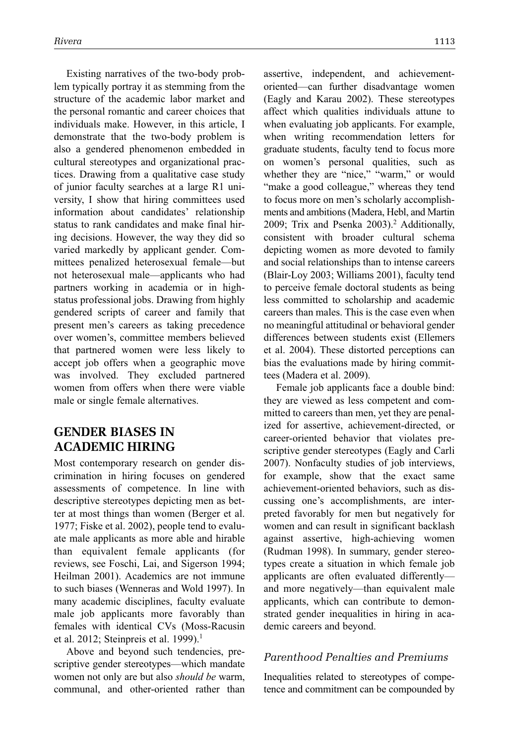Existing narratives of the two-body problem typically portray it as stemming from the structure of the academic labor market and the personal romantic and career choices that individuals make. However, in this article, I demonstrate that the two-body problem is also a gendered phenomenon embedded in cultural stereotypes and organizational practices. Drawing from a qualitative case study of junior faculty searches at a large R1 university, I show that hiring committees used information about candidates' relationship status to rank candidates and make final hiring decisions. However, the way they did so varied markedly by applicant gender. Committees penalized heterosexual female—but not heterosexual male—applicants who had partners working in academia or in high-status professional jobs. Drawing from highly gendered scripts of career and family that present men's careers as taking precedence over women's, committee members believed that partnered women were less likely to accept job offers when a geographic move was involved. They excluded partnered women from offers when there were viable male or single female alternatives.

## GENDER BIASES IN ACADEMIC HIRING

Most contemporary research on gender discrimination in hiring focuses on gendered assessments of competence. In line with descriptive stereotypes depicting men as better at most things than women (Berger et al. 1977; Fiske et al. 2002), people tend to evaluate male applicants as more able and hirable than equivalent female applicants (for reviews, see Foschi, Lai, and Sigerson 1994; Heilman 2001). Academics are not immune to such biases (Wenneras and Wold 1997). In many academic disciplines, faculty evaluate male job applicants more favorably than females with identical CVs (Moss-Racusin et al. 2012; Steinpreis et al. 1999).[1]

Above and beyond such tendencies, prescriptive gender stereotypes—which mandate women not only are but also *should be* warm, communal, and other-oriented rather than assertive, independent, and achievement-oriented—can further disadvantage women (Eagly and Karau 2002). These stereotypes affect which qualities individuals attune to when evaluating job applicants. For example, when writing recommendation letters for graduate students, faculty tend to focus more on women's personal qualities, such as whether they are "nice," "warm," or would "make a good colleague," whereas they tend to focus more on men's scholarly accomplishments and ambitions (Madera, Hebl, and Martin 2009; Trix and Psenka 2003).[2] Additionally, consistent with broader cultural schema depicting women as more devoted to family and social relationships than to intense careers (Blair-Loy 2003; Williams 2001), faculty tend to perceive female doctoral students as being less committed to scholarship and academic careers than males. This is the case even when no meaningful attitudinal or behavioral gender differences between students exist (Ellemers et al. 2004). These distorted perceptions can bias the evaluations made by hiring committees (Madera et al. 2009).

Female job applicants face a double bind: they are viewed as less competent and committed to careers than men, yet they are penalized for assertive, achievement-directed, or career-oriented behavior that violates prescriptive gender stereotypes (Eagly and Carli 2007). Nonfaculty studies of job interviews, for example, show that the exact same achievement-oriented behaviors, such as discussing one's accomplishments, are interpreted favorably for men but negatively for women and can result in significant backlash against assertive, high-achieving women (Rudman 1998). In summary, gender stereotypes create a situation in which female job applicants are often evaluated differently—and more negatively—than equivalent male applicants, which can contribute to demonstrated gender inequalities in hiring in academic careers and beyond.

### *Parenthood Penalties and Premiums*

Inequalities related to stereotypes of competence and commitment can be compounded by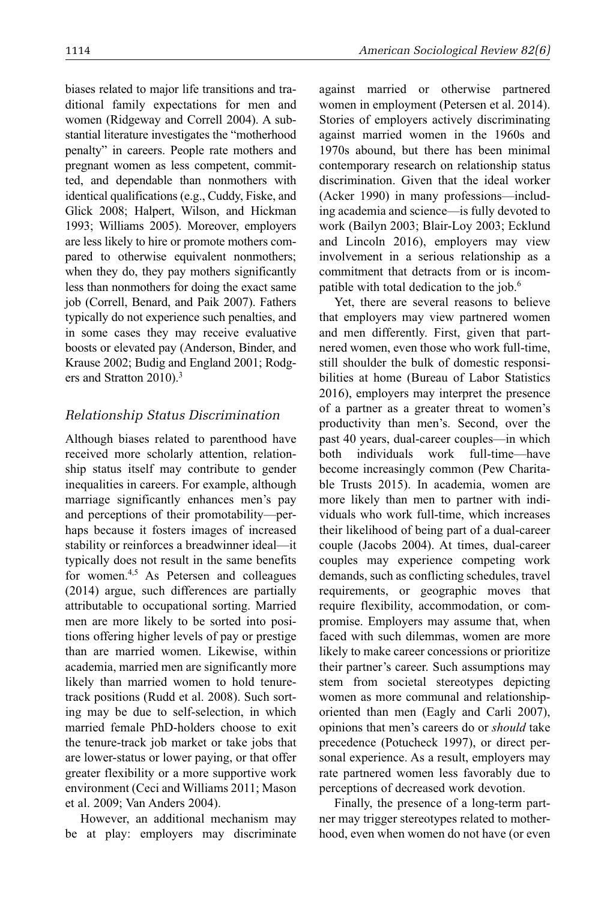biases related to major life transitions and traditional family expectations for men and women (Ridgeway and Correll 2004). A substantial literature investigates the "motherhood penalty" in careers. People rate mothers and pregnant women as less competent, committed, and dependable than nonmothers with identical qualifications (e.g., Cuddy, Fiske, and Glick 2008; Halpert, Wilson, and Hickman 1993; Williams 2005). Moreover, employers are less likely to hire or promote mothers compared to otherwise equivalent nonmothers; when they do, they pay mothers significantly less than nonmothers for doing the exact same job (Correll, Benard, and Paik 2007). Fathers typically do not experience such penalties, and in some cases they may receive evaluative boosts or elevated pay (Anderson, Binder, and Krause 2002; Budig and England 2001; Rodgers and Stratton 2010).[3]

### *Relationship Status Discrimination*

Although biases related to parenthood have received more scholarly attention, relationship status itself may contribute to gender inequalities in careers. For example, although marriage significantly enhances men's pay and perceptions of their promotability—perhaps because it fosters images of increased stability or reinforces a breadwinner ideal—it typically does not result in the same benefits for women.[4,5] As Petersen and colleagues (2014) argue, such differences are partially attributable to occupational sorting. Married men are more likely to be sorted into positions offering higher levels of pay or prestige than are married women. Likewise, within academia, married men are significantly more likely than married women to hold tenure-track positions (Rudd et al. 2008). Such sorting may be due to self-selection, in which married female PhD-holders choose to exit the tenure-track job market or take jobs that are lower-status or lower paying, or that offer greater flexibility or a more supportive work environment (Ceci and Williams 2011; Mason et al. 2009; Van Anders 2004).

However, an additional mechanism may be at play: employers may discriminate against married or otherwise partnered women in employment (Petersen et al. 2014). Stories of employers actively discriminating against married women in the 1960s and 1970s abound, but there has been minimal contemporary research on relationship status discrimination. Given that the ideal worker (Acker 1990) in many professions—including academia and science—is fully devoted to work (Bailyn 2003; Blair-Loy 2003; Ecklund and Lincoln 2016), employers may view involvement in a serious relationship as a commitment that detracts from or is incompatible with total dedication to the job.[6]

Yet, there are several reasons to believe that employers may view partnered women and men differently. First, given that partnered women, even those who work full-time, still shoulder the bulk of domestic responsibilities at home (Bureau of Labor Statistics 2016), employers may interpret the presence of a partner as a greater threat to women's productivity than men's. Second, over the past 40 years, dual-career couples—in which both individuals work full-time—have become increasingly common (Pew Charitable Trusts 2015). In academia, women are more likely than men to partner with individuals who work full-time, which increases their likelihood of being part of a dual-career couple (Jacobs 2004). At times, dual-career couples may experience competing work demands, such as conflicting schedules, travel requirements, or geographic moves that require flexibility, accommodation, or compromise. Employers may assume that, when faced with such dilemmas, women are more likely to make career concessions or prioritize their partner's career. Such assumptions may stem from societal stereotypes depicting women as more communal and relationship-oriented than men (Eagly and Carli 2007), opinions that men's careers do or *should* take precedence (Potucheck 1997), or direct personal experience. As a result, employers may rate partnered women less favorably due to perceptions of decreased work devotion.

Finally, the presence of a long-term partner may trigger stereotypes related to motherhood, even when women do not have (or even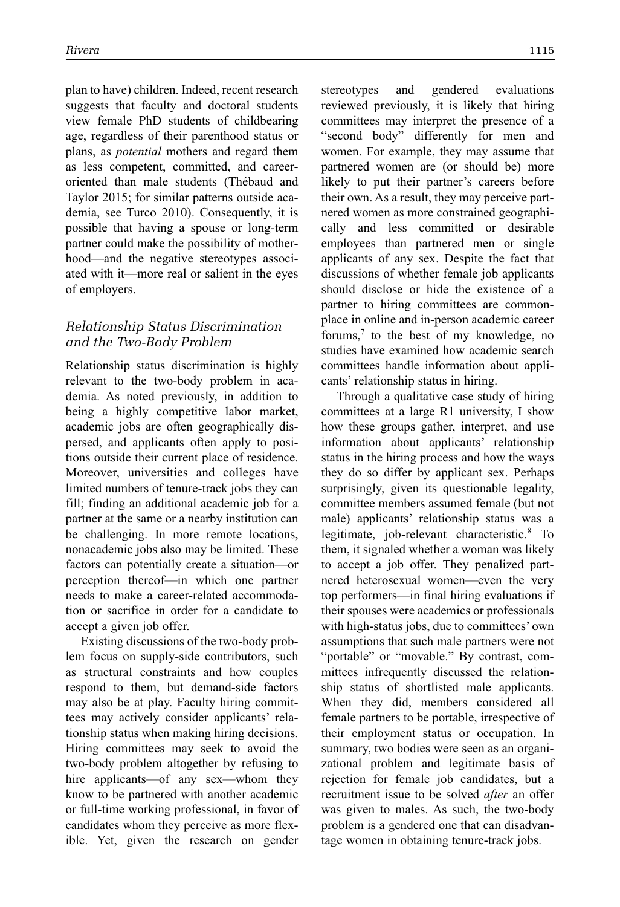plan to have) children. Indeed, recent research suggests that faculty and doctoral students view female PhD students of childbearing age, regardless of their parenthood status or plans, as *potential* mothers and regard them as less competent, committed, and career-oriented than male students (Thébaud and Taylor 2015; for similar patterns outside academia, see Turco 2010). Consequently, it is possible that having a spouse or long-term partner could make the possibility of motherhood—and the negative stereotypes associated with it—more real or salient in the eyes of employers.

### *Relationship Status Discrimination and the Two-Body Problem*

Relationship status discrimination is highly relevant to the two-body problem in academia. As noted previously, in addition to being a highly competitive labor market, academic jobs are often geographically dispersed, and applicants often apply to positions outside their current place of residence. Moreover, universities and colleges have limited numbers of tenure-track jobs they can fill; finding an additional academic job for a partner at the same or a nearby institution can be challenging. In more remote locations, nonacademic jobs also may be limited. These factors can potentially create a situation—or perception thereof—in which one partner needs to make a career-related accommodation or sacrifice in order for a candidate to accept a given job offer.

Existing discussions of the two-body problem focus on supply-side contributors, such as structural constraints and how couples respond to them, but demand-side factors may also be at play. Faculty hiring committees may actively consider applicants' relationship status when making hiring decisions. Hiring committees may seek to avoid the two-body problem altogether by refusing to hire applicants—of any sex—whom they know to be partnered with another academic or full-time working professional, in favor of candidates whom they perceive as more flexible. Yet, given the research on gender stereotypes and gendered evaluations reviewed previously, it is likely that hiring committees may interpret the presence of a "second body" differently for men and women. For example, they may assume that partnered women are (or should be) more likely to put their partner's careers before their own. As a result, they may perceive partnered women as more constrained geographically and less committed or desirable employees than partnered men or single applicants of any sex. Despite the fact that discussions of whether female job applicants should disclose or hide the existence of a partner to hiring committees are commonplace in online and in-person academic career forums,[7] to the best of my knowledge, no studies have examined how academic search committees handle information about applicants' relationship status in hiring.

Through a qualitative case study of hiring committees at a large R1 university, I show how these groups gather, interpret, and use information about applicants' relationship status in the hiring process and how the ways they do so differ by applicant sex. Perhaps surprisingly, given its questionable legality, committee members assumed female (but not male) applicants' relationship status was a legitimate, job-relevant characteristic.[8] To them, it signaled whether a woman was likely to accept a job offer. They penalized partnered heterosexual women—even the very top performers—in final hiring evaluations if their spouses were academics or professionals with high-status jobs, due to committees' own assumptions that such male partners were not "portable" or "movable." By contrast, committees infrequently discussed the relationship status of shortlisted male applicants. When they did, members considered all female partners to be portable, irrespective of their employment status or occupation. In summary, two bodies were seen as an organizational problem and legitimate basis of rejection for female job candidates, but a recruitment issue to be solved *after* an offer was given to males. As such, the two-body problem is a gendered one that can disadvantage women in obtaining tenure-track jobs.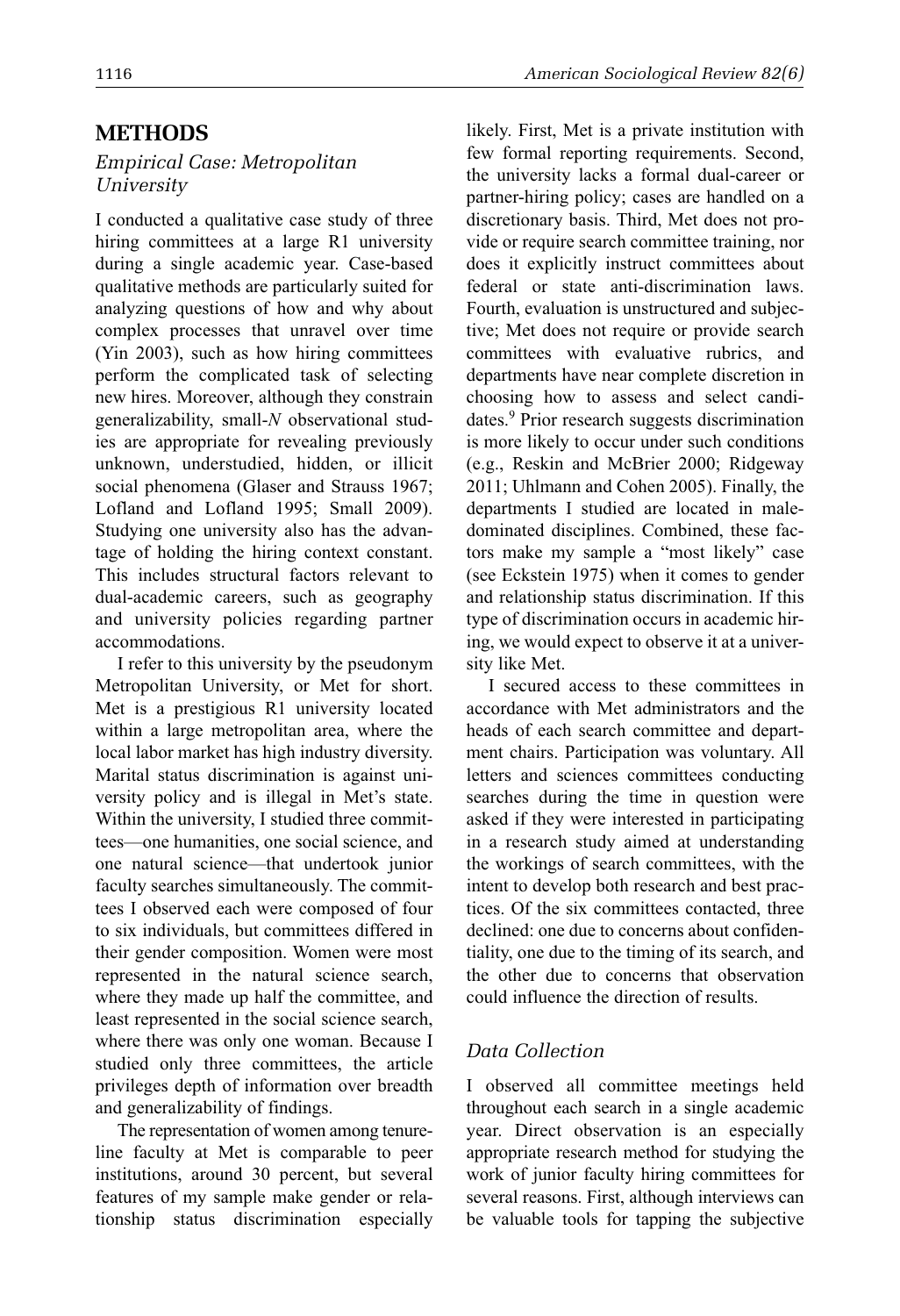## METHODS

### *Empirical Case: Metropolitan University*

I conducted a qualitative case study of three hiring committees at a large R1 university during a single academic year. Case-based qualitative methods are particularly suited for analyzing questions of how and why about complex processes that unravel over time (Yin 2003), such as how hiring committees perform the complicated task of selecting new hires. Moreover, although they constrain generalizability, small-*N* observational studies are appropriate for revealing previously unknown, understudied, hidden, or illicit social phenomena (Glaser and Strauss 1967; Lofland and Lofland 1995; Small 2009). Studying one university also has the advantage of holding the hiring context constant. This includes structural factors relevant to dual-academic careers, such as geography and university policies regarding partner accommodations.

I refer to this university by the pseudonym Metropolitan University, or Met for short. Met is a prestigious R1 university located within a large metropolitan area, where the local labor market has high industry diversity. Marital status discrimination is against university policy and is illegal in Met's state. Within the university, I studied three committees—one humanities, one social science, and one natural science—that undertook junior faculty searches simultaneously. The committees I observed each were composed of four to six individuals, but committees differed in their gender composition. Women were most represented in the natural science search, where they made up half the committee, and least represented in the social science search, where there was only one woman. Because I studied only three committees, the article privileges depth of information over breadth and generalizability of findings.

The representation of women among tenure-line faculty at Met is comparable to peer institutions, around 30 percent, but several features of my sample make gender or relationship status discrimination especially likely. First, Met is a private institution with few formal reporting requirements. Second, the university lacks a formal dual-career or partner-hiring policy; cases are handled on a discretionary basis. Third, Met does not provide or require search committee training, nor does it explicitly instruct committees about federal or state anti-discrimination laws. Fourth, evaluation is unstructured and subjective; Met does not require or provide search committees with evaluative rubrics, and departments have near complete discretion in choosing how to assess and select candidates.[9] Prior research suggests discrimination is more likely to occur under such conditions (e.g., Reskin and McBrier 2000; Ridgeway 2011; Uhlmann and Cohen 2005). Finally, the departments I studied are located in male-dominated disciplines. Combined, these factors make my sample a "most likely" case (see Eckstein 1975) when it comes to gender and relationship status discrimination. If this type of discrimination occurs in academic hiring, we would expect to observe it at a university like Met.

I secured access to these committees in accordance with Met administrators and the heads of each search committee and department chairs. Participation was voluntary. All letters and sciences committees conducting searches during the time in question were asked if they were interested in participating in a research study aimed at understanding the workings of search committees, with the intent to develop both research and best practices. Of the six committees contacted, three declined: one due to concerns about confidentiality, one due to the timing of its search, and the other due to concerns that observation could influence the direction of results.

### *Data Collection*

I observed all committee meetings held throughout each search in a single academic year. Direct observation is an especially appropriate research method for studying the work of junior faculty hiring committees for several reasons. First, although interviews can be valuable tools for tapping the subjective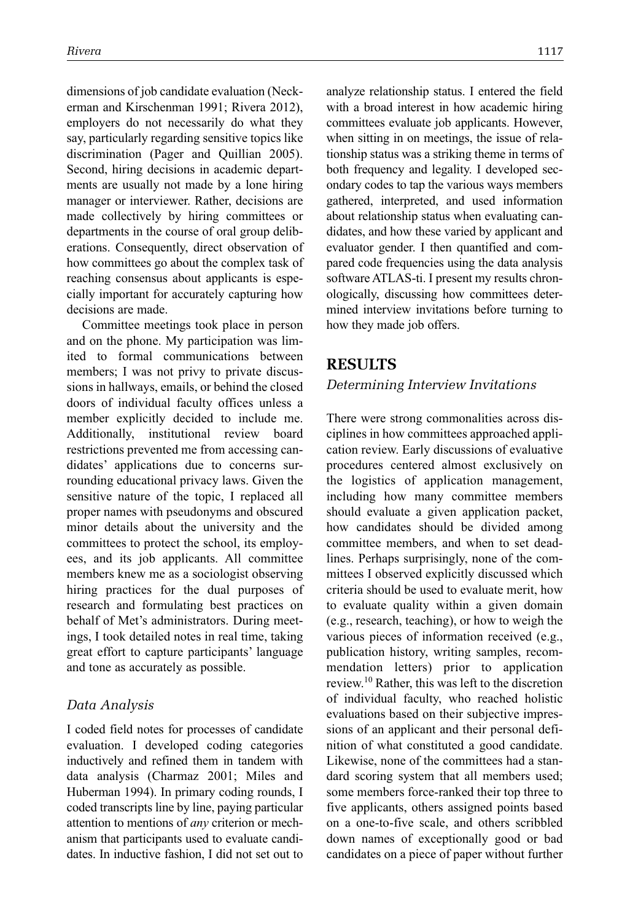dimensions of job candidate evaluation (Neckerman and Kirschenman 1991; Rivera 2012), employers do not necessarily do what they say, particularly regarding sensitive topics like discrimination (Pager and Quillian 2005). Second, hiring decisions in academic departments are usually not made by a lone hiring manager or interviewer. Rather, decisions are made collectively by hiring committees or departments in the course of oral group deliberations. Consequently, direct observation of how committees go about the complex task of reaching consensus about applicants is especially important for accurately capturing how decisions are made.

Committee meetings took place in person and on the phone. My participation was limited to formal communications between members; I was not privy to private discussions in hallways, emails, or behind the closed doors of individual faculty offices unless a member explicitly decided to include me. Additionally, institutional review board restrictions prevented me from accessing candidates' applications due to concerns surrounding educational privacy laws. Given the sensitive nature of the topic, I replaced all proper names with pseudonyms and obscured minor details about the university and the committees to protect the school, its employees, and its job applicants. All committee members knew me as a sociologist observing hiring practices for the dual purposes of research and formulating best practices on behalf of Met's administrators. During meetings, I took detailed notes in real time, taking great effort to capture participants' language and tone as accurately as possible.

### *Data Analysis*

I coded field notes for processes of candidate evaluation. I developed coding categories inductively and refined them in tandem with data analysis (Charmaz 2001; Miles and Huberman 1994). In primary coding rounds, I coded transcripts line by line, paying particular attention to mentions of *any* criterion or mechanism that participants used to evaluate candidates. In inductive fashion, I did not set out to analyze relationship status. I entered the field with a broad interest in how academic hiring committees evaluate job applicants. However, when sitting in on meetings, the issue of relationship status was a striking theme in terms of both frequency and legality. I developed secondary codes to tap the various ways members gathered, interpreted, and used information about relationship status when evaluating candidates, and how these varied by applicant and evaluator gender. I then quantified and compared code frequencies using the data analysis software ATLAS-ti. I present my results chronologically, discussing how committees determined interview invitations before turning to how they made job offers.

## RESULTS

### *Determining Interview Invitations*

There were strong commonalities across disciplines in how committees approached application review. Early discussions of evaluative procedures centered almost exclusively on the logistics of application management, including how many committee members should evaluate a given application packet, how candidates should be divided among committee members, and when to set deadlines. Perhaps surprisingly, none of the committees I observed explicitly discussed which criteria should be used to evaluate merit, how to evaluate quality within a given domain (e.g., research, teaching), or how to weigh the various pieces of information received (e.g., publication history, writing samples, recommendation letters) prior to application review.[10] Rather, this was left to the discretion of individual faculty, who reached holistic evaluations based on their subjective impressions of an applicant and their personal definition of what constituted a good candidate. Likewise, none of the committees had a standard scoring system that all members used; some members force-ranked their top three to five applicants, others assigned points based on a one-to-five scale, and others scribbled down names of exceptionally good or bad candidates on a piece of paper without further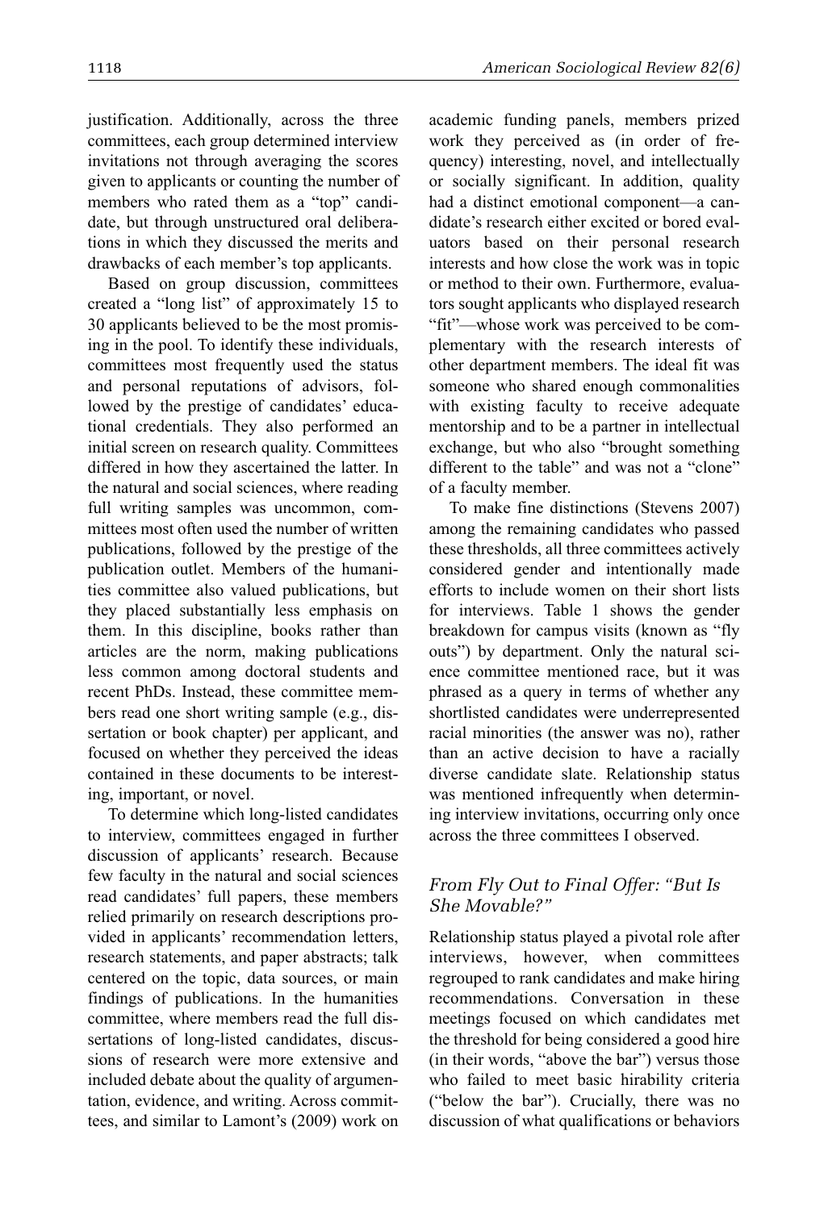justification. Additionally, across the three committees, each group determined interview invitations not through averaging the scores given to applicants or counting the number of members who rated them as a "top" candidate, but through unstructured oral deliberations in which they discussed the merits and drawbacks of each member's top applicants.

Based on group discussion, committees created a "long list" of approximately 15 to 30 applicants believed to be the most promising in the pool. To identify these individuals, committees most frequently used the status and personal reputations of advisors, followed by the prestige of candidates' educational credentials. They also performed an initial screen on research quality. Committees differed in how they ascertained the latter. In the natural and social sciences, where reading full writing samples was uncommon, committees most often used the number of written publications, followed by the prestige of the publication outlet. Members of the humanities committee also valued publications, but they placed substantially less emphasis on them. In this discipline, books rather than articles are the norm, making publications less common among doctoral students and recent PhDs. Instead, these committee members read one short writing sample (e.g., dissertation or book chapter) per applicant, and focused on whether they perceived the ideas contained in these documents to be interesting, important, or novel.

To determine which long-listed candidates to interview, committees engaged in further discussion of applicants' research. Because few faculty in the natural and social sciences read candidates' full papers, these members relied primarily on research descriptions provided in applicants' recommendation letters, research statements, and paper abstracts; talk centered on the topic, data sources, or main findings of publications. In the humanities committee, where members read the full dissertations of long-listed candidates, discussions of research were more extensive and included debate about the quality of argumentation, evidence, and writing. Across committees, and similar to Lamont's (2009) work on academic funding panels, members prized work they perceived as (in order of frequency) interesting, novel, and intellectually or socially significant. In addition, quality had a distinct emotional component—a candidate's research either excited or bored evaluators based on their personal research interests and how close the work was in topic or method to their own. Furthermore, evaluators sought applicants who displayed research "fit"—whose work was perceived to be complementary with the research interests of other department members. The ideal fit was someone who shared enough commonalities with existing faculty to receive adequate mentorship and to be a partner in intellectual exchange, but who also "brought something different to the table" and was not a "clone" of a faculty member.

To make fine distinctions (Stevens 2007) among the remaining candidates who passed these thresholds, all three committees actively considered gender and intentionally made efforts to include women on their short lists for interviews. Table 1 shows the gender breakdown for campus visits (known as "fly outs") by department. Only the natural science committee mentioned race, but it was phrased as a query in terms of whether any shortlisted candidates were underrepresented racial minorities (the answer was no), rather than an active decision to have a racially diverse candidate slate. Relationship status was mentioned infrequently when determining interview invitations, occurring only once across the three committees I observed.

### *From Fly Out to Final Offer: "But Is She Movable?"*

Relationship status played a pivotal role after interviews, however, when committees regrouped to rank candidates and make hiring recommendations. Conversation in these meetings focused on which candidates met the threshold for being considered a good hire (in their words, "above the bar") versus those who failed to meet basic hirability criteria ("below the bar"). Crucially, there was no discussion of what qualifications or behaviors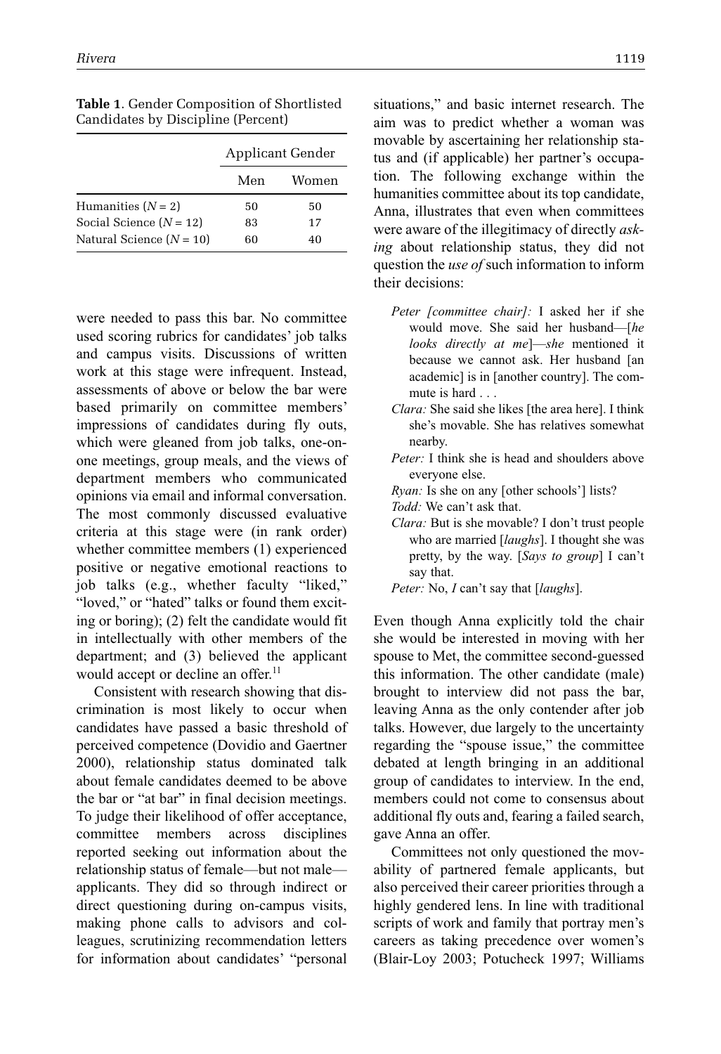**Table 1.** Gender Composition of Shortlisted Candidates by Discipline (Percent)

| | Applicant Gender | |
|---|---|---|
| | Men | Women |
| Humanities ($N = 2$) | 50 | 50 |
| Social Science ($N = 12$) | 83 | 17 |
| Natural Science ($N = 10$) | 60 | 40 |

were needed to pass this bar. No committee used scoring rubrics for candidates' job talks and campus visits. Discussions of written work at this stage were infrequent. Instead, assessments of above or below the bar were based primarily on committee members' impressions of candidates during fly outs, which were gleaned from job talks, one-on-one meetings, group meals, and the views of department members who communicated opinions via email and informal conversation. The most commonly discussed evaluative criteria at this stage were (in rank order) whether committee members (1) experienced positive or negative emotional reactions to job talks (e.g., whether faculty "liked," "loved," or "hated" talks or found them exciting or boring); (2) felt the candidate would fit in intellectually with other members of the department; and (3) believed the applicant would accept or decline an offer.[11]

Consistent with research showing that discrimination is most likely to occur when candidates have passed a basic threshold of perceived competence (Dovidio and Gaertner 2000), relationship status dominated talk about female candidates deemed to be above the bar or "at bar" in final decision meetings. To judge their likelihood of offer acceptance, committee members across disciplines reported seeking out information about the relationship status of female—but not male—applicants. They did so through indirect or direct questioning during on-campus visits, making phone calls to advisors and colleagues, scrutinizing recommendation letters for information about candidates' "personal situations," and basic internet research. The aim was to predict whether a woman was movable by ascertaining her relationship status and (if applicable) her partner's occupation. The following exchange within the humanities committee about its top candidate, Anna, illustrates that even when committees were aware of the illegitimacy of directly *asking* about relationship status, they did not question the *use of* such information to inform their decisions:

> *Peter [committee chair]:* I asked her if she would move. She said her husband—[*he looks directly at me*]—*she* mentioned it because we cannot ask. Her husband [an academic] is in [another country]. The commute is hard . . .
>
> *Clara:* She said she likes [the area here]. I think she's movable. She has relatives somewhat nearby.
>
> *Peter:* I think she is head and shoulders above everyone else.
>
> *Ryan:* Is she on any [other schools'] lists?
>
> *Todd:* We can't ask that.
>
> *Clara:* But is she movable? I don't trust people who are married [*laughs*]. I thought she was pretty, by the way. [*Says to group*] I can't say that.
>
> *Peter:* No, *I* can't say that [*laughs*].

Even though Anna explicitly told the chair she would be interested in moving with her spouse to Met, the committee second-guessed this information. The other candidate (male) brought to interview did not pass the bar, leaving Anna as the only contender after job talks. However, due largely to the uncertainty regarding the "spouse issue," the committee debated at length bringing in an additional group of candidates to interview. In the end, members could not come to consensus about additional fly outs and, fearing a failed search, gave Anna an offer.

Committees not only questioned the movability of partnered female applicants, but also perceived their career priorities through a highly gendered lens. In line with traditional scripts of work and family that portray men's careers as taking precedence over women's (Blair-Loy 2003; Potucheck 1997; Williams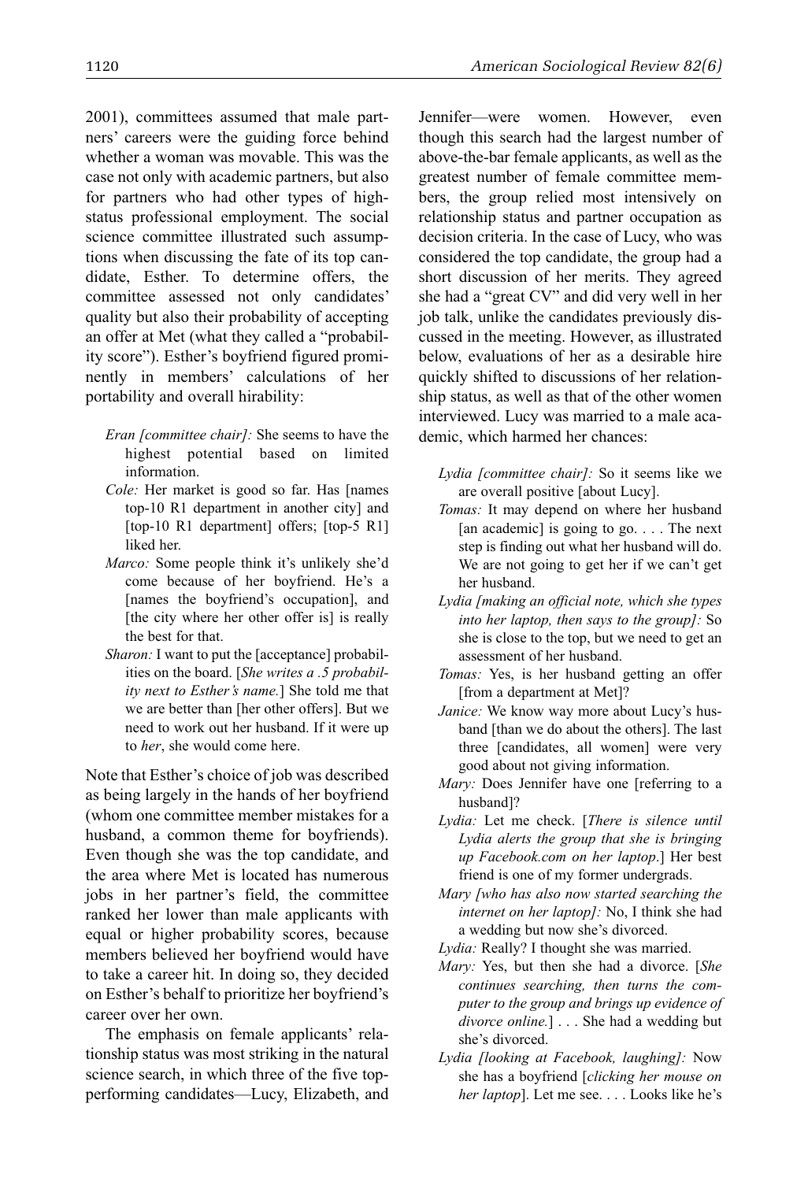2001), committees assumed that male partners' careers were the guiding force behind whether a woman was movable. This was the case not only with academic partners, but also for partners who had other types of high-status professional employment. The social science committee illustrated such assumptions when discussing the fate of its top candidate, Esther. To determine offers, the committee assessed not only candidates' quality but also their probability of accepting an offer at Met (what they called a "probability score"). Esther's boyfriend figured prominently in members' calculations of her portability and overall hirability:

> *Eran [committee chair]:* She seems to have the highest potential based on limited information.
>
> *Cole:* Her market is good so far. Has [names top-10 R1 department in another city] and [top-10 R1 department] offers; [top-5 R1] liked her.
>
> *Marco:* Some people think it's unlikely she'd come because of her boyfriend. He's a [names the boyfriend's occupation], and [the city where her other offer is] is really the best for that.
>
> *Sharon:* I want to put the [acceptance] probabilities on the board. [*She writes a .5 probability next to Esther's name.*] She told me that we are better than [her other offers]. But we need to work out her husband. If it were up to *her*, she would come here.

Note that Esther's choice of job was described as being largely in the hands of her boyfriend (whom one committee member mistakes for a husband, a common theme for boyfriends). Even though she was the top candidate, and the area where Met is located has numerous jobs in her partner's field, the committee ranked her lower than male applicants with equal or higher probability scores, because members believed her boyfriend would have to take a career hit. In doing so, they decided on Esther's behalf to prioritize her boyfriend's career over her own.

The emphasis on female applicants' relationship status was most striking in the natural science search, in which three of the five top-performing candidates—Lucy, Elizabeth, and Jennifer—were women. However, even though this search had the largest number of above-the-bar female applicants, as well as the greatest number of female committee members, the group relied most intensively on relationship status and partner occupation as decision criteria. In the case of Lucy, who was considered the top candidate, the group had a short discussion of her merits. They agreed she had a "great CV" and did very well in her job talk, unlike the candidates previously discussed in the meeting. However, as illustrated below, evaluations of her as a desirable hire quickly shifted to discussions of her relationship status, as well as that of the other women interviewed. Lucy was married to a male academic, which harmed her chances:

> *Lydia [committee chair]:* So it seems like we are overall positive [about Lucy].
>
> *Tomas:* It may depend on where her husband [an academic] is going to go. . . . The next step is finding out what her husband will do. We are not going to get her if we can't get her husband.
>
> *Lydia [making an official note, which she types into her laptop, then says to the group]:* So she is close to the top, but we need to get an assessment of her husband.
>
> *Tomas:* Yes, is her husband getting an offer [from a department at Met]?
>
> *Janice:* We know way more about Lucy's husband [than we do about the others]. The last three [candidates, all women] were very good about not giving information.
>
> *Mary:* Does Jennifer have one [referring to a husband]?
>
> *Lydia:* Let me check. [*There is silence until Lydia alerts the group that she is bringing up Facebook.com on her laptop.*] Her best friend is one of my former undergrads.
>
> *Mary [who has also now started searching the internet on her laptop]:* No, I think she had a wedding but now she's divorced.
>
> *Lydia:* Really? I thought she was married.
>
> *Mary:* Yes, but then she had a divorce. [*She continues searching, then turns the computer to the group and brings up evidence of divorce online.*] . . . She had a wedding but she's divorced.
>
> *Lydia [looking at Facebook, laughing]:* Now she has a boyfriend [*clicking her mouse on her laptop*]. Let me see. . . . Looks like he's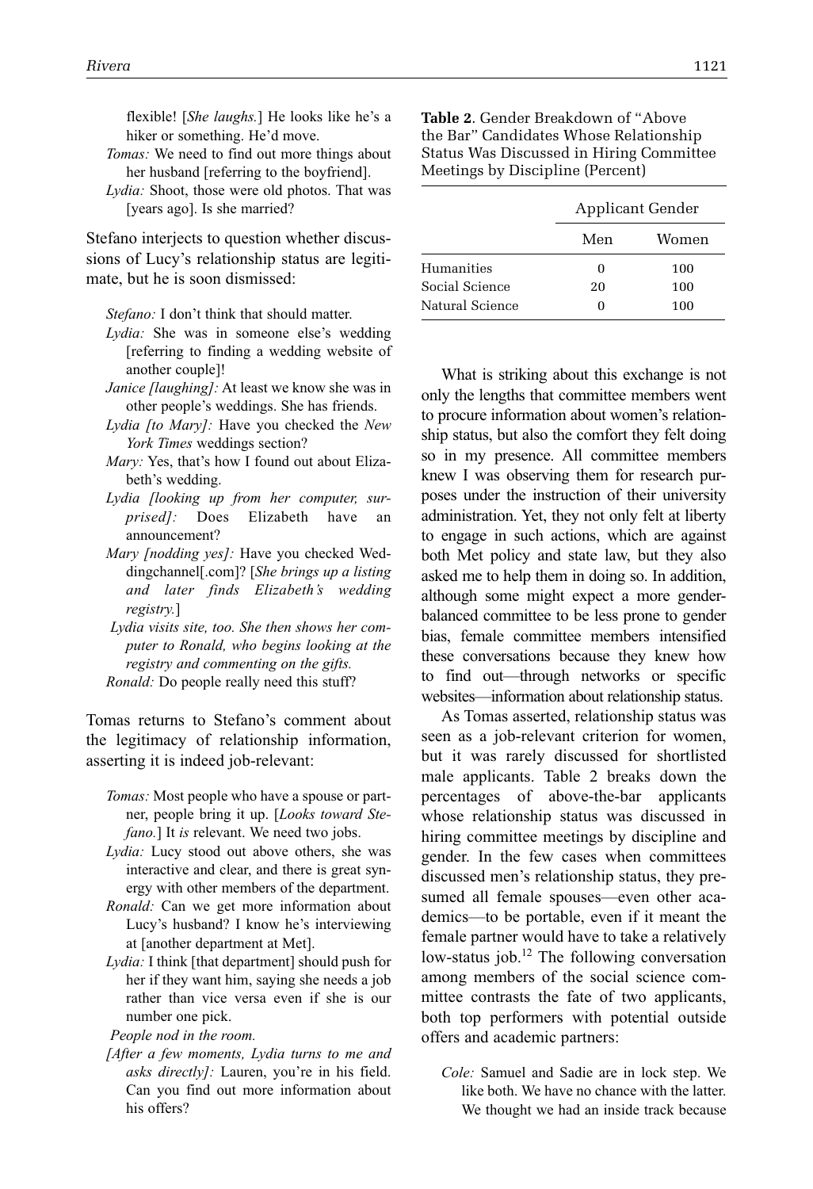flexible! [*She laughs.*] He looks like he's a hiker or something. He'd move.

*Tomas:* We need to find out more things about her husband [referring to the boyfriend].

*Lydia:* Shoot, those were old photos. That was [years ago]. Is she married?

Stefano interjects to question whether discussions of Lucy's relationship status are legitimate, but he is soon dismissed:

*Stefano:* I don't think that should matter.

*Lydia:* She was in someone else's wedding [referring to finding a wedding website of another couple]!

*Janice [laughing]:* At least we know she was in other people's weddings. She has friends.

*Lydia [to Mary]:* Have you checked the *New York Times* weddings section?

*Mary:* Yes, that's how I found out about Elizabeth's wedding.

*Lydia [looking up from her computer, surprised]:* Does Elizabeth have an announcement?

*Mary [nodding yes]:* Have you checked Weddingchannel[.com]? [*She brings up a listing and later finds Elizabeth's wedding registry.*]

*Lydia visits site, too. She then shows her computer to Ronald, who begins looking at the registry and commenting on the gifts.*

*Ronald:* Do people really need this stuff?

Tomas returns to Stefano's comment about the legitimacy of relationship information, asserting it is indeed job-relevant:

*Tomas:* Most people who have a spouse or partner, people bring it up. [*Looks toward Stefano.*] It *is* relevant. We need two jobs.

*Lydia:* Lucy stood out above others, she was interactive and clear, and there is great synergy with other members of the department.

*Ronald:* Can we get more information about Lucy's husband? I know he's interviewing at [another department at Met].

*Lydia:* I think [that department] should push for her if they want him, saying she needs a job rather than vice versa even if she is our number one pick.

*People nod in the room.*

*[After a few moments, Lydia turns to me and asks directly]:* Lauren, you're in his field. Can you find out more information about his offers?

**Table 2.** Gender Breakdown of "Above the Bar" Candidates Whose Relationship Status Was Discussed in Hiring Committee Meetings by Discipline (Percent)

| | Applicant Gender | |
|---|---|---|
| | Men | Women |
| Humanities | 0 | 100 |
| Social Science | 20 | 100 |
| Natural Science | 0 | 100 |

What is striking about this exchange is not only the lengths that committee members went to procure information about women's relationship status, but also the comfort they felt doing so in my presence. All committee members knew I was observing them for research purposes under the instruction of their university administration. Yet, they not only felt at liberty to engage in such actions, which are against both Met policy and state law, but they also asked me to help them in doing so. In addition, although some might expect a more gender-balanced committee to be less prone to gender bias, female committee members intensified these conversations because they knew how to find out—through networks or specific websites—information about relationship status.

As Tomas asserted, relationship status was seen as a job-relevant criterion for women, but it was rarely discussed for shortlisted male applicants. Table 2 breaks down the percentages of above-the-bar applicants whose relationship status was discussed in hiring committee meetings by discipline and gender. In the few cases when committees discussed men's relationship status, they presumed all female spouses—even other academics—to be portable, even if it meant the female partner would have to take a relatively low-status job.[12] The following conversation among members of the social science committee contrasts the fate of two applicants, both top performers with potential outside offers and academic partners:

*Cole:* Samuel and Sadie are in lock step. We like both. We have no chance with the latter. We thought we had an inside track because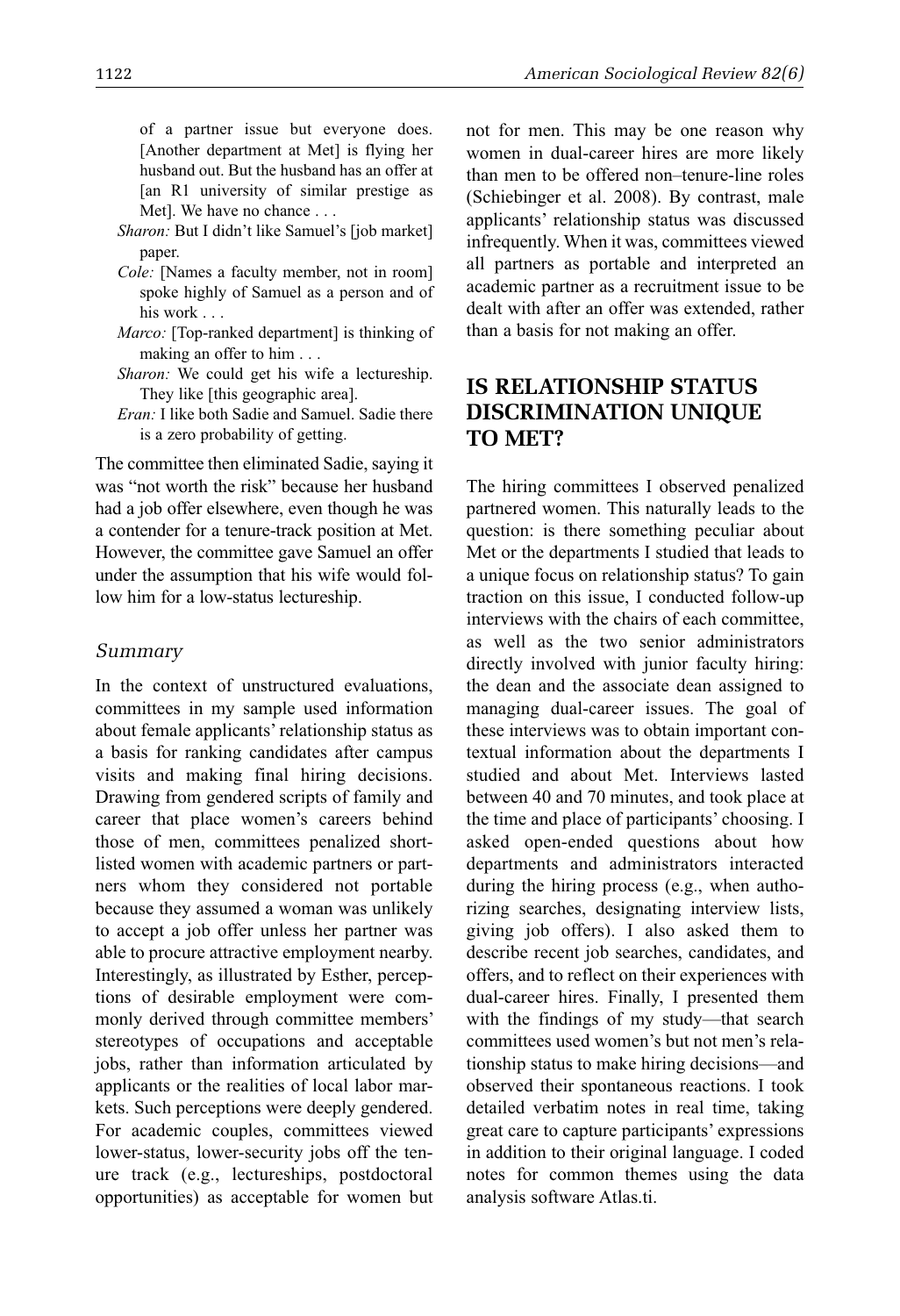of a partner issue but everyone does. [Another department at Met] is flying her husband out. But the husband has an offer at [an R1 university of similar prestige as Met]. We have no chance . . .

*Sharon:* But I didn't like Samuel's [job market] paper.

*Cole:* [Names a faculty member, not in room] spoke highly of Samuel as a person and of his work . . .

*Marco:* [Top-ranked department] is thinking of making an offer to him . . .

*Sharon:* We could get his wife a lectureship. They like [this geographic area].

*Eran:* I like both Sadie and Samuel. Sadie there is a zero probability of getting.

The committee then eliminated Sadie, saying it was "not worth the risk" because her husband had a job offer elsewhere, even though he was a contender for a tenure-track position at Met. However, the committee gave Samuel an offer under the assumption that his wife would follow him for a low-status lectureship.

### *Summary*

In the context of unstructured evaluations, committees in my sample used information about female applicants' relationship status as a basis for ranking candidates after campus visits and making final hiring decisions. Drawing from gendered scripts of family and career that place women's careers behind those of men, committees penalized shortlisted women with academic partners or partners whom they considered not portable because they assumed a woman was unlikely to accept a job offer unless her partner was able to procure attractive employment nearby. Interestingly, as illustrated by Esther, perceptions of desirable employment were commonly derived through committee members' stereotypes of occupations and acceptable jobs, rather than information articulated by applicants or the realities of local labor markets. Such perceptions were deeply gendered. For academic couples, committees viewed lower-status, lower-security jobs off the tenure track (e.g., lectureships, postdoctoral opportunities) as acceptable for women but not for men. This may be one reason why women in dual-career hires are more likely than men to be offered non–tenure-line roles (Schiebinger et al. 2008). By contrast, male applicants' relationship status was discussed infrequently. When it was, committees viewed all partners as portable and interpreted an academic partner as a recruitment issue to be dealt with after an offer was extended, rather than a basis for not making an offer.

## IS RELATIONSHIP STATUS DISCRIMINATION UNIQUE TO MET?

The hiring committees I observed penalized partnered women. This naturally leads to the question: is there something peculiar about Met or the departments I studied that leads to a unique focus on relationship status? To gain traction on this issue, I conducted follow-up interviews with the chairs of each committee, as well as the two senior administrators directly involved with junior faculty hiring: the dean and the associate dean assigned to managing dual-career issues. The goal of these interviews was to obtain important contextual information about the departments I studied and about Met. Interviews lasted between 40 and 70 minutes, and took place at the time and place of participants' choosing. I asked open-ended questions about how departments and administrators interacted during the hiring process (e.g., when authorizing searches, designating interview lists, giving job offers). I also asked them to describe recent job searches, candidates, and offers, and to reflect on their experiences with dual-career hires. Finally, I presented them with the findings of my study—that search committees used women's but not men's relationship status to make hiring decisions—and observed their spontaneous reactions. I took detailed verbatim notes in real time, taking great care to capture participants' expressions in addition to their original language. I coded notes for common themes using the data analysis software Atlas.ti.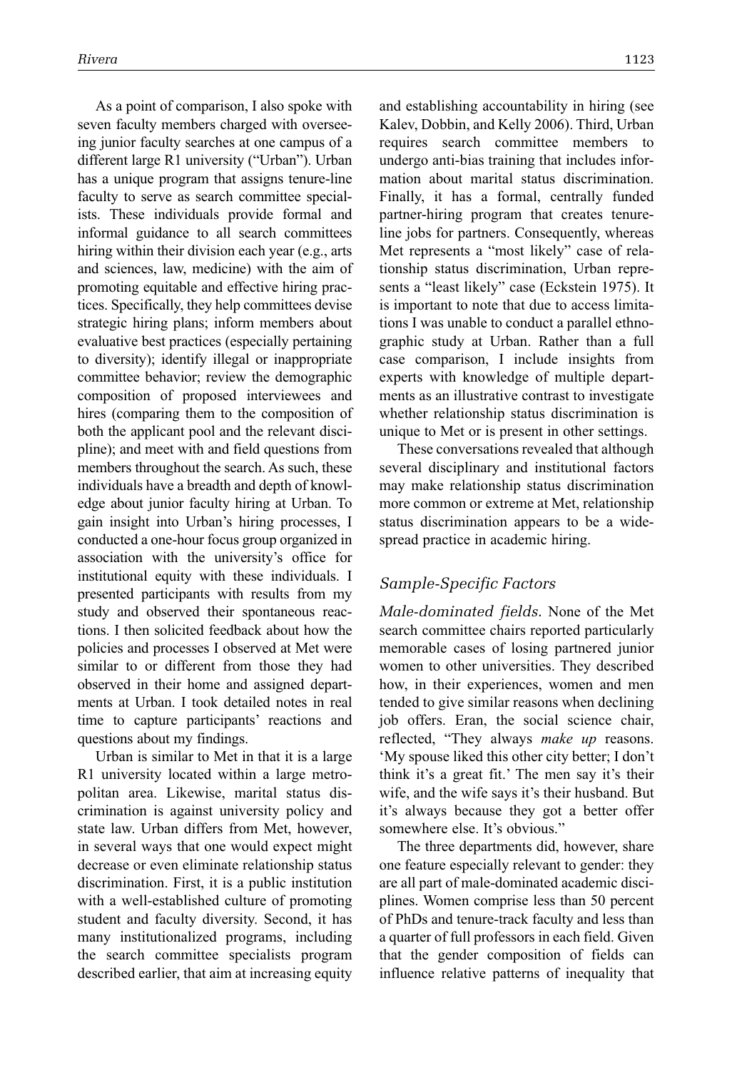As a point of comparison, I also spoke with seven faculty members charged with overseeing junior faculty searches at one campus of a different large R1 university ("Urban"). Urban has a unique program that assigns tenure-line faculty to serve as search committee specialists. These individuals provide formal and informal guidance to all search committees hiring within their division each year (e.g., arts and sciences, law, medicine) with the aim of promoting equitable and effective hiring practices. Specifically, they help committees devise strategic hiring plans; inform members about evaluative best practices (especially pertaining to diversity); identify illegal or inappropriate committee behavior; review the demographic composition of proposed interviewees and hires (comparing them to the composition of both the applicant pool and the relevant discipline); and meet with and field questions from members throughout the search. As such, these individuals have a breadth and depth of knowledge about junior faculty hiring at Urban. To gain insight into Urban's hiring processes, I conducted a one-hour focus group organized in association with the university's office for institutional equity with these individuals. I presented participants with results from my study and observed their spontaneous reactions. I then solicited feedback about how the policies and processes I observed at Met were similar to or different from those they had observed in their home and assigned departments at Urban. I took detailed notes in real time to capture participants' reactions and questions about my findings.

Urban is similar to Met in that it is a large R1 university located within a large metropolitan area. Likewise, marital status discrimination is against university policy and state law. Urban differs from Met, however, in several ways that one would expect might decrease or even eliminate relationship status discrimination. First, it is a public institution with a well-established culture of promoting student and faculty diversity. Second, it has many institutionalized programs, including the search committee specialists program described earlier, that aim at increasing equity and establishing accountability in hiring (see Kalev, Dobbin, and Kelly 2006). Third, Urban requires search committee members to undergo anti-bias training that includes information about marital status discrimination. Finally, it has a formal, centrally funded partner-hiring program that creates tenure-line jobs for partners. Consequently, whereas Met represents a "most likely" case of relationship status discrimination, Urban represents a "least likely" case (Eckstein 1975). It is important to note that due to access limitations I was unable to conduct a parallel ethnographic study at Urban. Rather than a full case comparison, I include insights from experts with knowledge of multiple departments as an illustrative contrast to investigate whether relationship status discrimination is unique to Met or is present in other settings.

These conversations revealed that although several disciplinary and institutional factors may make relationship status discrimination more common or extreme at Met, relationship status discrimination appears to be a widespread practice in academic hiring.

## Sample-Specific Factors

*Male-dominated fields.* None of the Met search committee chairs reported particularly memorable cases of losing partnered junior women to other universities. They described how, in their experiences, women and men tended to give similar reasons when declining job offers. Eran, the social science chair, reflected, "They always *make up* reasons. 'My spouse liked this other city better; I don't think it's a great fit.' The men say it's their wife, and the wife says it's their husband. But it's always because they got a better offer somewhere else. It's obvious."

The three departments did, however, share one feature especially relevant to gender: they are all part of male-dominated academic disciplines. Women comprise less than 50 percent of PhDs and tenure-track faculty and less than a quarter of full professors in each field. Given that the gender composition of fields can influence relative patterns of inequality that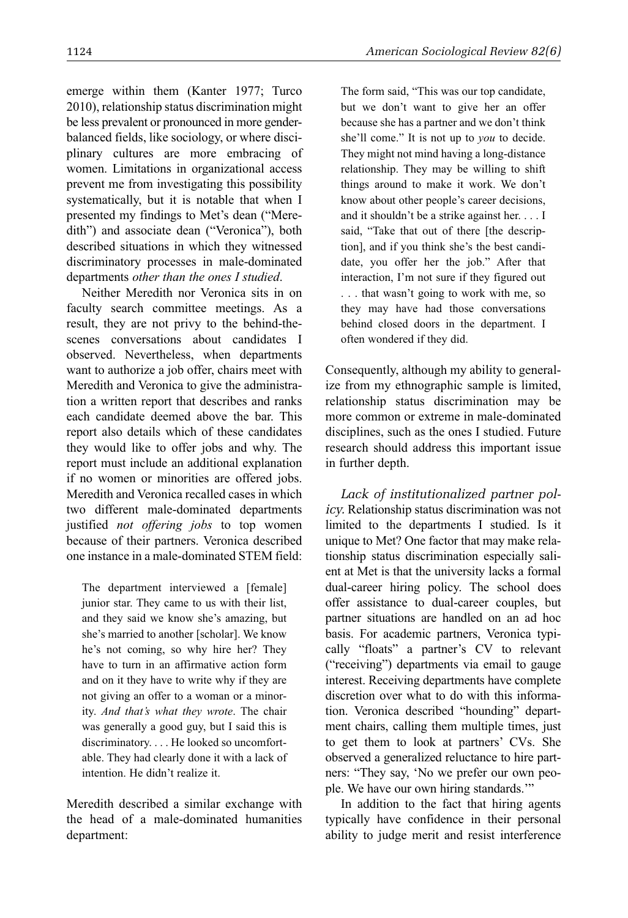emerge within them (Kanter 1977; Turco 2010), relationship status discrimination might be less prevalent or pronounced in more gender-balanced fields, like sociology, or where disciplinary cultures are more embracing of women. Limitations in organizational access prevent me from investigating this possibility systematically, but it is notable that when I presented my findings to Met's dean ("Meredith") and associate dean ("Veronica"), both described situations in which they witnessed discriminatory processes in male-dominated departments *other than the ones I studied*.

Neither Meredith nor Veronica sits in on faculty search committee meetings. As a result, they are not privy to the behind-the-scenes conversations about candidates I observed. Nevertheless, when departments want to authorize a job offer, chairs meet with Meredith and Veronica to give the administration a written report that describes and ranks each candidate deemed above the bar. This report also details which of these candidates they would like to offer jobs and why. The report must include an additional explanation if no women or minorities are offered jobs. Meredith and Veronica recalled cases in which two different male-dominated departments justified *not offering jobs* to top women because of their partners. Veronica described one instance in a male-dominated STEM field:

> The department interviewed a [female] junior star. They came to us with their list, and they said we know she's amazing, but she's married to another [scholar]. We know he's not coming, so why hire her? They have to turn in an affirmative action form and on it they have to write why if they are not giving an offer to a woman or a minority. *And that's what they wrote*. The chair was generally a good guy, but I said this is discriminatory. . . . He looked so uncomfortable. They had clearly done it with a lack of intention. He didn't realize it.

Meredith described a similar exchange with the head of a male-dominated humanities department:

> The form said, "This was our top candidate, but we don't want to give her an offer because she has a partner and we don't think she'll come." It is not up to *you* to decide. They might not mind having a long-distance relationship. They may be willing to shift things around to make it work. We don't know about other people's career decisions, and it shouldn't be a strike against her. . . . I said, "Take that out of there [the description], and if you think she's the best candidate, you offer her the job." After that interaction, I'm not sure if they figured out . . . that wasn't going to work with me, so they may have had those conversations behind closed doors in the department. I often wondered if they did.

Consequently, although my ability to generalize from my ethnographic sample is limited, relationship status discrimination may be more common or extreme in male-dominated disciplines, such as the ones I studied. Future research should address this important issue in further depth.

*Lack of institutionalized partner policy.* Relationship status discrimination was not limited to the departments I studied. Is it unique to Met? One factor that may make relationship status discrimination especially salient at Met is that the university lacks a formal dual-career hiring policy. The school does offer assistance to dual-career couples, but partner situations are handled on an ad hoc basis. For academic partners, Veronica typically "floats" a partner's CV to relevant ("receiving") departments via email to gauge interest. Receiving departments have complete discretion over what to do with this information. Veronica described "hounding" department chairs, calling them multiple times, just to get them to look at partners' CVs. She observed a generalized reluctance to hire partners: "They say, 'No we prefer our own people. We have our own hiring standards.'"

In addition to the fact that hiring agents typically have confidence in their personal ability to judge merit and resist interference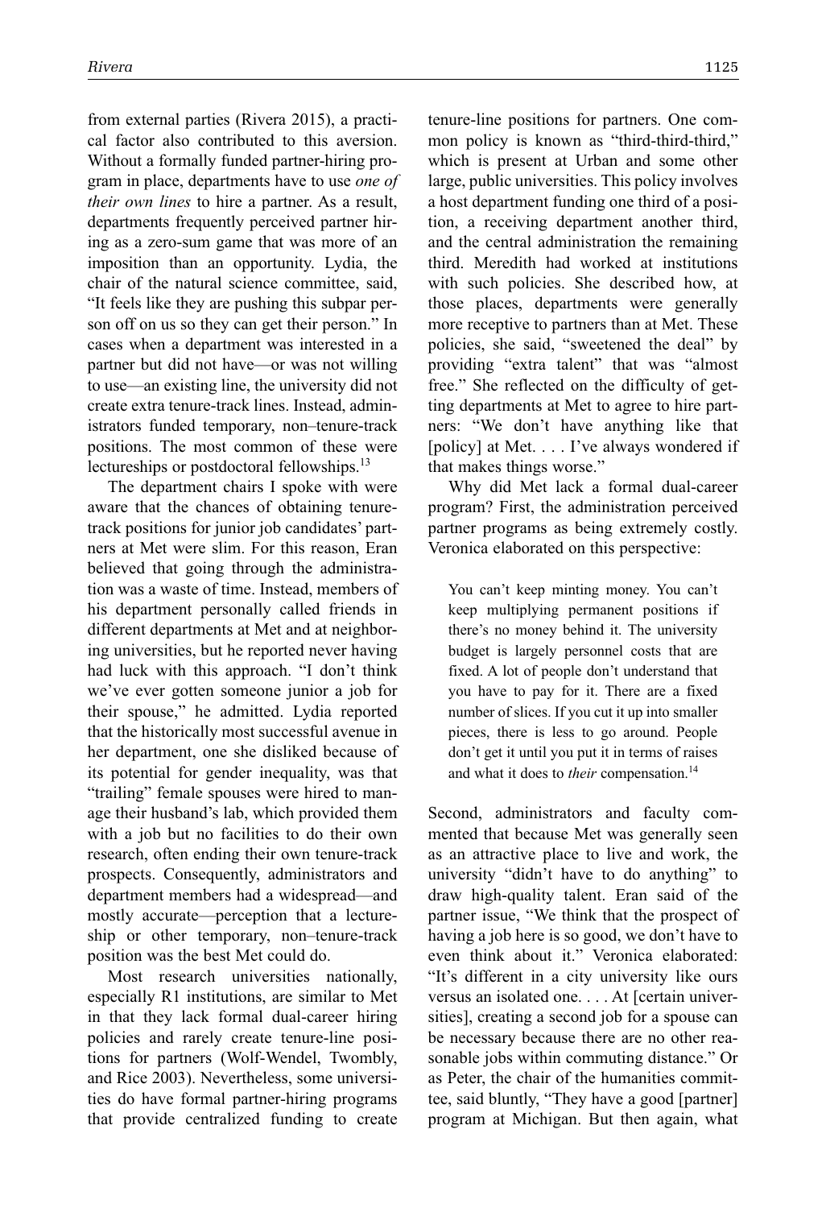from external parties (Rivera 2015), a practical factor also contributed to this aversion. Without a formally funded partner-hiring program in place, departments have to use *one of their own lines* to hire a partner. As a result, departments frequently perceived partner hiring as a zero-sum game that was more of an imposition than an opportunity. Lydia, the chair of the natural science committee, said, "It feels like they are pushing this subpar person off on us so they can get their person." In cases when a department was interested in a partner but did not have—or was not willing to use—an existing line, the university did not create extra tenure-track lines. Instead, administrators funded temporary, non–tenure-track positions. The most common of these were lectureships or postdoctoral fellowships.[13]

The department chairs I spoke with were aware that the chances of obtaining tenure-track positions for junior job candidates' partners at Met were slim. For this reason, Eran believed that going through the administration was a waste of time. Instead, members of his department personally called friends in different departments at Met and at neighboring universities, but he reported never having had luck with this approach. "I don't think we've ever gotten someone junior a job for their spouse," he admitted. Lydia reported that the historically most successful avenue in her department, one she disliked because of its potential for gender inequality, was that "trailing" female spouses were hired to manage their husband's lab, which provided them with a job but no facilities to do their own research, often ending their own tenure-track prospects. Consequently, administrators and department members had a widespread—and mostly accurate—perception that a lectureship or other temporary, non–tenure-track position was the best Met could do.

Most research universities nationally, especially R1 institutions, are similar to Met in that they lack formal dual-career hiring policies and rarely create tenure-line positions for partners (Wolf-Wendel, Twombly, and Rice 2003). Nevertheless, some universities do have formal partner-hiring programs that provide centralized funding to create tenure-line positions for partners. One common policy is known as "third-third-third," which is present at Urban and some other large, public universities. This policy involves a host department funding one third of a position, a receiving department another third, and the central administration the remaining third. Meredith had worked at institutions with such policies. She described how, at those places, departments were generally more receptive to partners than at Met. These policies, she said, "sweetened the deal" by providing "extra talent" that was "almost free." She reflected on the difficulty of getting departments at Met to agree to hire partners: "We don't have anything like that [policy] at Met. . . . I've always wondered if that makes things worse."

Why did Met lack a formal dual-career program? First, the administration perceived partner programs as being extremely costly. Veronica elaborated on this perspective:

> You can't keep minting money. You can't keep multiplying permanent positions if there's no money behind it. The university budget is largely personnel costs that are fixed. A lot of people don't understand that you have to pay for it. There are a fixed number of slices. If you cut it up into smaller pieces, there is less to go around. People don't get it until you put it in terms of raises and what it does to *their* compensation.[14]

Second, administrators and faculty commented that because Met was generally seen as an attractive place to live and work, the university "didn't have to do anything" to draw high-quality talent. Eran said of the partner issue, "We think that the prospect of having a job here is so good, we don't have to even think about it." Veronica elaborated: "It's different in a city university like ours versus an isolated one. . . . At [certain universities], creating a second job for a spouse can be necessary because there are no other reasonable jobs within commuting distance." Or as Peter, the chair of the humanities committee, said bluntly, "They have a good [partner] program at Michigan. But then again, what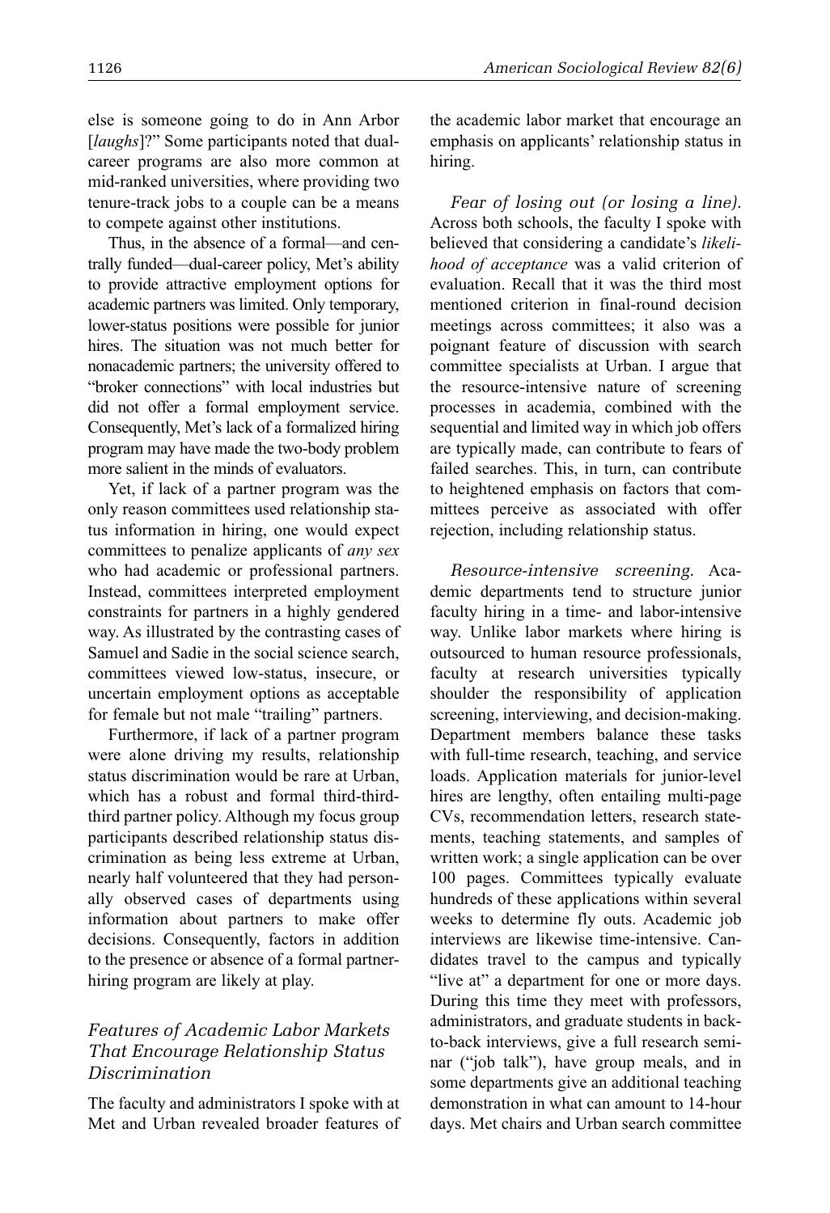else is someone going to do in Ann Arbor [*laughs*]?" Some participants noted that dual-career programs are also more common at mid-ranked universities, where providing two tenure-track jobs to a couple can be a means to compete against other institutions.

Thus, in the absence of a formal—and centrally funded—dual-career policy, Met's ability to provide attractive employment options for academic partners was limited. Only temporary, lower-status positions were possible for junior hires. The situation was not much better for nonacademic partners; the university offered to "broker connections" with local industries but did not offer a formal employment service. Consequently, Met's lack of a formalized hiring program may have made the two-body problem more salient in the minds of evaluators.

Yet, if lack of a partner program was the only reason committees used relationship status information in hiring, one would expect committees to penalize applicants of *any sex* who had academic or professional partners. Instead, committees interpreted employment constraints for partners in a highly gendered way. As illustrated by the contrasting cases of Samuel and Sadie in the social science search, committees viewed low-status, insecure, or uncertain employment options as acceptable for female but not male "trailing" partners.

Furthermore, if lack of a partner program were alone driving my results, relationship status discrimination would be rare at Urban, which has a robust and formal third-third-third partner policy. Although my focus group participants described relationship status discrimination as being less extreme at Urban, nearly half volunteered that they had personally observed cases of departments using information about partners to make offer decisions. Consequently, factors in addition to the presence or absence of a formal partner-hiring program are likely at play.

### *Features of Academic Labor Markets That Encourage Relationship Status Discrimination*

The faculty and administrators I spoke with at Met and Urban revealed broader features of the academic labor market that encourage an emphasis on applicants' relationship status in hiring.

*Fear of losing out (or losing a line).* Across both schools, the faculty I spoke with believed that considering a candidate's *likelihood of acceptance* was a valid criterion of evaluation. Recall that it was the third most mentioned criterion in final-round decision meetings across committees; it also was a poignant feature of discussion with search committee specialists at Urban. I argue that the resource-intensive nature of screening processes in academia, combined with the sequential and limited way in which job offers are typically made, can contribute to fears of failed searches. This, in turn, can contribute to heightened emphasis on factors that committees perceive as associated with offer rejection, including relationship status.

*Resource-intensive screening.* Academic departments tend to structure junior faculty hiring in a time- and labor-intensive way. Unlike labor markets where hiring is outsourced to human resource professionals, faculty at research universities typically shoulder the responsibility of application screening, interviewing, and decision-making. Department members balance these tasks with full-time research, teaching, and service loads. Application materials for junior-level hires are lengthy, often entailing multi-page CVs, recommendation letters, research statements, teaching statements, and samples of written work; a single application can be over 100 pages. Committees typically evaluate hundreds of these applications within several weeks to determine fly outs. Academic job interviews are likewise time-intensive. Candidates travel to the campus and typically "live at" a department for one or more days. During this time they meet with professors, administrators, and graduate students in back-to-back interviews, give a full research seminar ("job talk"), have group meals, and in some departments give an additional teaching demonstration in what can amount to 14-hour days. Met chairs and Urban search committee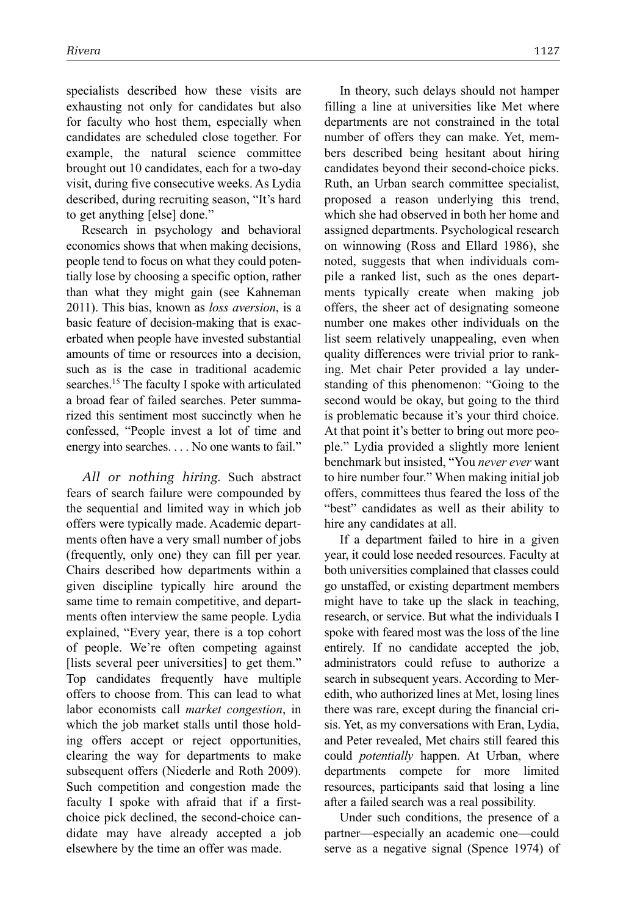specialists described how these visits are exhausting not only for candidates but also for faculty who host them, especially when candidates are scheduled close together. For example, the natural science committee brought out 10 candidates, each for a two-day visit, during five consecutive weeks. As Lydia described, during recruiting season, "It's hard to get anything [else] done."

Research in psychology and behavioral economics shows that when making decisions, people tend to focus on what they could potentially lose by choosing a specific option, rather than what they might gain (see Kahneman 2011). This bias, known as *loss aversion*, is a basic feature of decision-making that is exacerbated when people have invested substantial amounts of time or resources into a decision, such as is the case in traditional academic searches.[15] The faculty I spoke with articulated a broad fear of failed searches. Peter summarized this sentiment most succinctly when he confessed, "People invest a lot of time and energy into searches. . . . No one wants to fail."

*All or nothing hiring.* Such abstract fears of search failure were compounded by the sequential and limited way in which job offers were typically made. Academic departments often have a very small number of jobs (frequently, only one) they can fill per year. Chairs described how departments within a given discipline typically hire around the same time to remain competitive, and departments often interview the same people. Lydia explained, "Every year, there is a top cohort of people. We're often competing against [lists several peer universities] to get them." Top candidates frequently have multiple offers to choose from. This can lead to what labor economists call *market congestion*, in which the job market stalls until those holding offers accept or reject opportunities, clearing the way for departments to make subsequent offers (Niederle and Roth 2009). Such competition and congestion made the faculty I spoke with afraid that if a first-choice pick declined, the second-choice candidate may have already accepted a job elsewhere by the time an offer was made.

In theory, such delays should not hamper filling a line at universities like Met where departments are not constrained in the total number of offers they can make. Yet, members described being hesitant about hiring candidates beyond their second-choice picks. Ruth, an Urban search committee specialist, proposed a reason underlying this trend, which she had observed in both her home and assigned departments. Psychological research on winnowing (Ross and Ellard 1986), she noted, suggests that when individuals compile a ranked list, such as the ones departments typically create when making job offers, the sheer act of designating someone number one makes other individuals on the list seem relatively unappealing, even when quality differences were trivial prior to ranking. Met chair Peter provided a lay understanding of this phenomenon: "Going to the second would be okay, but going to the third is problematic because it's your third choice. At that point it's better to bring out more people." Lydia provided a slightly more lenient benchmark but insisted, "You *never ever* want to hire number four." When making initial job offers, committees thus feared the loss of the "best" candidates as well as their ability to hire any candidates at all.

If a department failed to hire in a given year, it could lose needed resources. Faculty at both universities complained that classes could go unstaffed, or existing department members might have to take up the slack in teaching, research, or service. But what the individuals I spoke with feared most was the loss of the line entirely. If no candidate accepted the job, administrators could refuse to authorize a search in subsequent years. According to Meredith, who authorized lines at Met, losing lines there was rare, except during the financial crisis. Yet, as my conversations with Eran, Lydia, and Peter revealed, Met chairs still feared this could *potentially* happen. At Urban, where departments compete for more limited resources, participants said that losing a line after a failed search was a real possibility.

Under such conditions, the presence of a partner—especially an academic one—could serve as a negative signal (Spence 1974) of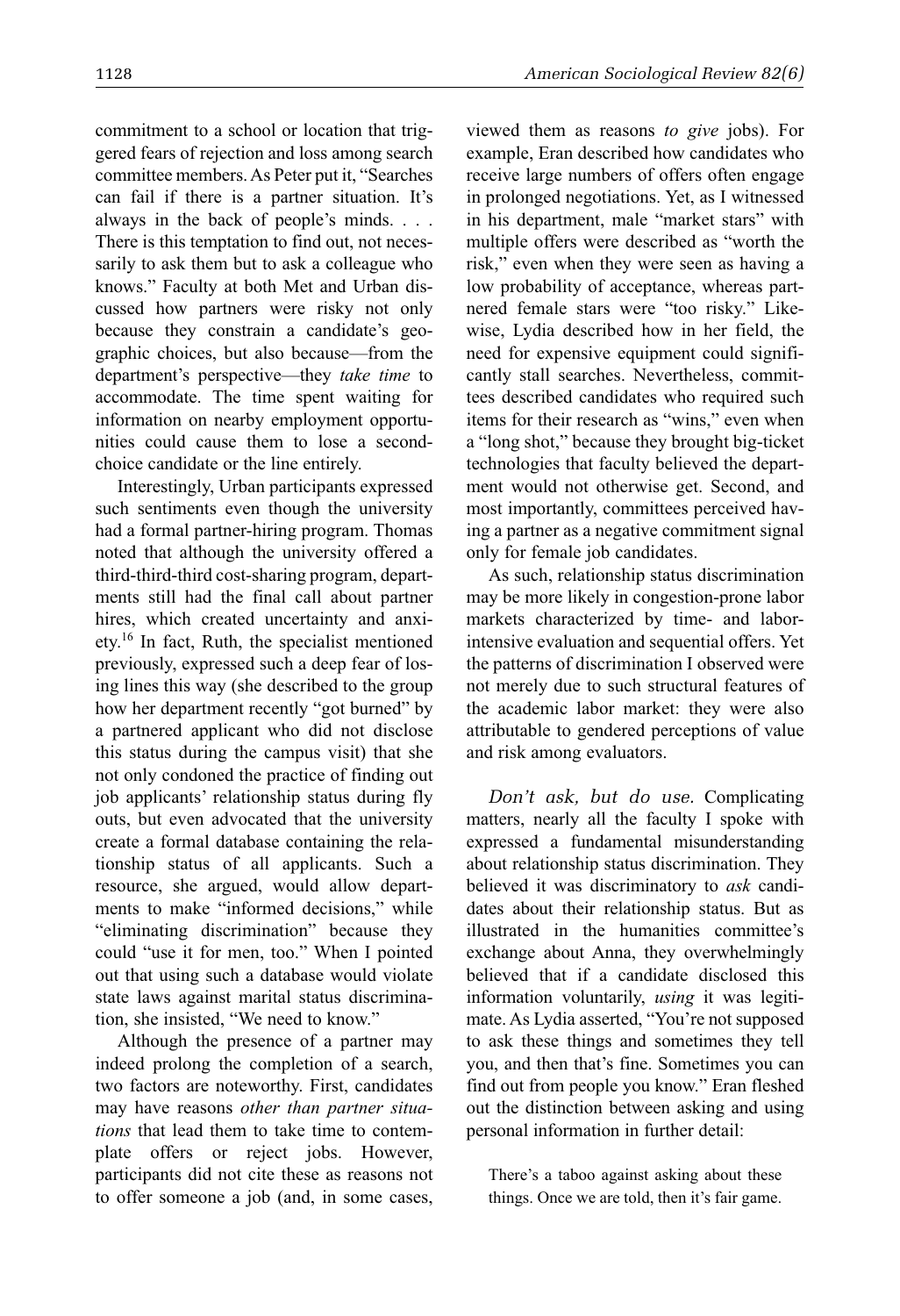commitment to a school or location that triggered fears of rejection and loss among search committee members. As Peter put it, "Searches can fail if there is a partner situation. It's always in the back of people's minds. . . . There is this temptation to find out, not necessarily to ask them but to ask a colleague who knows." Faculty at both Met and Urban discussed how partners were risky not only because they constrain a candidate's geographic choices, but also because—from the department's perspective—they *take time* to accommodate. The time spent waiting for information on nearby employment opportunities could cause them to lose a second-choice candidate or the line entirely.

Interestingly, Urban participants expressed such sentiments even though the university had a formal partner-hiring program. Thomas noted that although the university offered a third-third-third cost-sharing program, departments still had the final call about partner hires, which created uncertainty and anxiety.[16] In fact, Ruth, the specialist mentioned previously, expressed such a deep fear of losing lines this way (she described to the group how her department recently "got burned" by a partnered applicant who did not disclose this status during the campus visit) that she not only condoned the practice of finding out job applicants' relationship status during fly outs, but even advocated that the university create a formal database containing the relationship status of all applicants. Such a resource, she argued, would allow departments to make "informed decisions," while "eliminating discrimination" because they could "use it for men, too." When I pointed out that using such a database would violate state laws against marital status discrimination, she insisted, "We need to know."

Although the presence of a partner may indeed prolong the completion of a search, two factors are noteworthy. First, candidates may have reasons *other than partner situations* that lead them to take time to contemplate offers or reject jobs. However, participants did not cite these as reasons not to offer someone a job (and, in some cases, viewed them as reasons *to give* jobs). For example, Eran described how candidates who receive large numbers of offers often engage in prolonged negotiations. Yet, as I witnessed in his department, male "market stars" with multiple offers were described as "worth the risk," even when they were seen as having a low probability of acceptance, whereas partnered female stars were "too risky." Likewise, Lydia described how in her field, the need for expensive equipment could significantly stall searches. Nevertheless, committees described candidates who required such items for their research as "wins," even when a "long shot," because they brought big-ticket technologies that faculty believed the department would not otherwise get. Second, and most importantly, committees perceived having a partner as a negative commitment signal only for female job candidates.

As such, relationship status discrimination may be more likely in congestion-prone labor markets characterized by time- and labor-intensive evaluation and sequential offers. Yet the patterns of discrimination I observed were not merely due to such structural features of the academic labor market: they were also attributable to gendered perceptions of value and risk among evaluators.

*Don't ask, but do use.* Complicating matters, nearly all the faculty I spoke with expressed a fundamental misunderstanding about relationship status discrimination. They believed it was discriminatory to *ask* candidates about their relationship status. But as illustrated in the humanities committee's exchange about Anna, they overwhelmingly believed that if a candidate disclosed this information voluntarily, *using* it was legitimate. As Lydia asserted, "You're not supposed to ask these things and sometimes they tell you, and then that's fine. Sometimes you can find out from people you know." Eran fleshed out the distinction between asking and using personal information in further detail:

> There's a taboo against asking about these things. Once we are told, then it's fair game.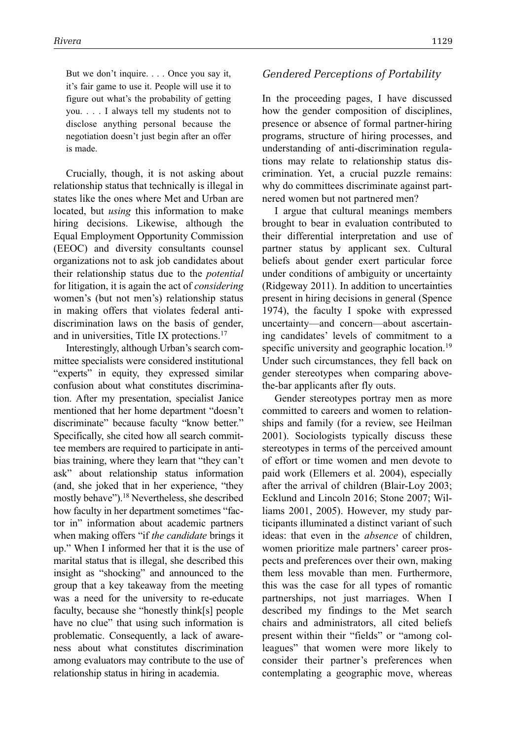> But we don't inquire. . . . Once you say it, it's fair game to use it. People will use it to figure out what's the probability of getting you. . . . I always tell my students not to disclose anything personal because the negotiation doesn't just begin after an offer is made.

Crucially, though, it is not asking about relationship status that technically is illegal in states like the ones where Met and Urban are located, but *using* this information to make hiring decisions. Likewise, although the Equal Employment Opportunity Commission (EEOC) and diversity consultants counsel organizations not to ask job candidates about their relationship status due to the *potential* for litigation, it is again the act of *considering* women's (but not men's) relationship status in making offers that violates federal anti-discrimination laws on the basis of gender, and in universities, Title IX protections.[17]

Interestingly, although Urban's search committee specialists were considered institutional "experts" in equity, they expressed similar confusion about what constitutes discrimination. After my presentation, specialist Janice mentioned that her home department "doesn't discriminate" because faculty "know better." Specifically, she cited how all search committee members are required to participate in anti-bias training, where they learn that "they can't ask" about relationship status information (and, she joked that in her experience, "they mostly behave").[18] Nevertheless, she described how faculty in her department sometimes "factor in" information about academic partners when making offers "if *the candidate* brings it up." When I informed her that it is the use of marital status that is illegal, she described this insight as "shocking" and announced to the group that a key takeaway from the meeting was a need for the university to re-educate faculty, because she "honestly think[s] people have no clue" that using such information is problematic. Consequently, a lack of awareness about what constitutes discrimination among evaluators may contribute to the use of relationship status in hiring in academia.

### *Gendered Perceptions of Portability*

In the proceeding pages, I have discussed how the gender composition of disciplines, presence or absence of formal partner-hiring programs, structure of hiring processes, and understanding of anti-discrimination regulations may relate to relationship status discrimination. Yet, a crucial puzzle remains: why do committees discriminate against partnered women but not partnered men?

I argue that cultural meanings members brought to bear in evaluation contributed to their differential interpretation and use of partner status by applicant sex. Cultural beliefs about gender exert particular force under conditions of ambiguity or uncertainty (Ridgeway 2011). In addition to uncertainties present in hiring decisions in general (Spence 1974), the faculty I spoke with expressed uncertainty—and concern—about ascertaining candidates' levels of commitment to a specific university and geographic location.[19] Under such circumstances, they fell back on gender stereotypes when comparing above-the-bar applicants after fly outs.

Gender stereotypes portray men as more committed to careers and women to relationships and family (for a review, see Heilman 2001). Sociologists typically discuss these stereotypes in terms of the perceived amount of effort or time women and men devote to paid work (Ellemers et al. 2004), especially after the arrival of children (Blair-Loy 2003; Ecklund and Lincoln 2016; Stone 2007; Williams 2001, 2005). However, my study participants illuminated a distinct variant of such ideas: that even in the *absence* of children, women prioritize male partners' career prospects and preferences over their own, making them less movable than men. Furthermore, this was the case for all types of romantic partnerships, not just marriages. When I described my findings to the Met search chairs and administrators, all cited beliefs present within their "fields" or "among colleagues" that women were more likely to consider their partner's preferences when contemplating a geographic move, whereas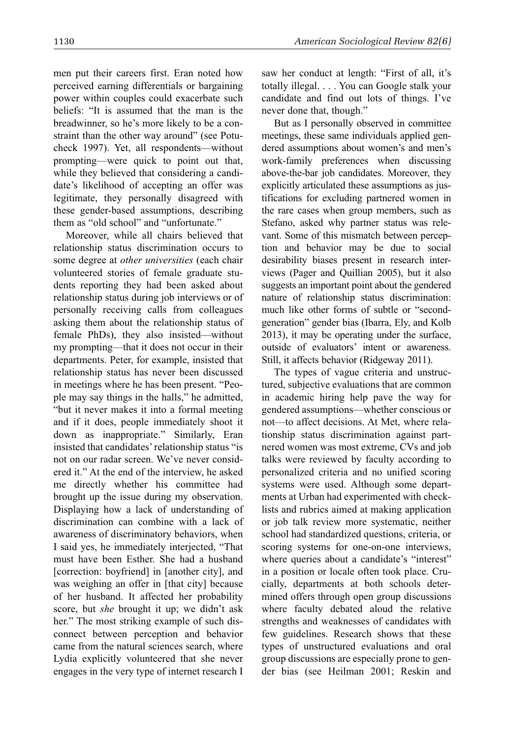men put their careers first. Eran noted how perceived earning differentials or bargaining power within couples could exacerbate such beliefs: "It is assumed that the man is the breadwinner, so he's more likely to be a constraint than the other way around" (see Potucheck 1997). Yet, all respondents—without prompting—were quick to point out that, while they believed that considering a candidate's likelihood of accepting an offer was legitimate, they personally disagreed with these gender-based assumptions, describing them as "old school" and "unfortunate."

Moreover, while all chairs believed that relationship status discrimination occurs to some degree at *other universities* (each chair volunteered stories of female graduate students reporting they had been asked about relationship status during job interviews or of personally receiving calls from colleagues asking them about the relationship status of female PhDs), they also insisted—without my prompting—that it does not occur in their departments. Peter, for example, insisted that relationship status has never been discussed in meetings where he has been present. "People may say things in the halls," he admitted, "but it never makes it into a formal meeting and if it does, people immediately shoot it down as inappropriate." Similarly, Eran insisted that candidates' relationship status "is not on our radar screen. We've never considered it." At the end of the interview, he asked me directly whether his committee had brought up the issue during my observation. Displaying how a lack of understanding of discrimination can combine with a lack of awareness of discriminatory behaviors, when I said yes, he immediately interjected, "That must have been Esther. She had a husband [correction: boyfriend] in [another city], and was weighing an offer in [that city] because of her husband. It affected her probability score, but *she* brought it up; we didn't ask her." The most striking example of such disconnect between perception and behavior came from the natural sciences search, where Lydia explicitly volunteered that she never engages in the very type of internet research I saw her conduct at length: "First of all, it's totally illegal. . . . You can Google stalk your candidate and find out lots of things. I've never done that, though."

But as I personally observed in committee meetings, these same individuals applied gendered assumptions about women's and men's work-family preferences when discussing above-the-bar job candidates. Moreover, they explicitly articulated these assumptions as justifications for excluding partnered women in the rare cases when group members, such as Stefano, asked why partner status was relevant. Some of this mismatch between perception and behavior may be due to social desirability biases present in research interviews (Pager and Quillian 2005), but it also suggests an important point about the gendered nature of relationship status discrimination: much like other forms of subtle or "second-generation" gender bias (Ibarra, Ely, and Kolb 2013), it may be operating under the surface, outside of evaluators' intent or awareness. Still, it affects behavior (Ridgeway 2011).

The types of vague criteria and unstructured, subjective evaluations that are common in academic hiring help pave the way for gendered assumptions—whether conscious or not—to affect decisions. At Met, where relationship status discrimination against partnered women was most extreme, CVs and job talks were reviewed by faculty according to personalized criteria and no unified scoring systems were used. Although some departments at Urban had experimented with checklists and rubrics aimed at making application or job talk review more systematic, neither school had standardized questions, criteria, or scoring systems for one-on-one interviews, where queries about a candidate's "interest" in a position or locale often took place. Crucially, departments at both schools determined offers through open group discussions where faculty debated aloud the relative strengths and weaknesses of candidates with few guidelines. Research shows that these types of unstructured evaluations and oral group discussions are especially prone to gender bias (see Heilman 2001; Reskin and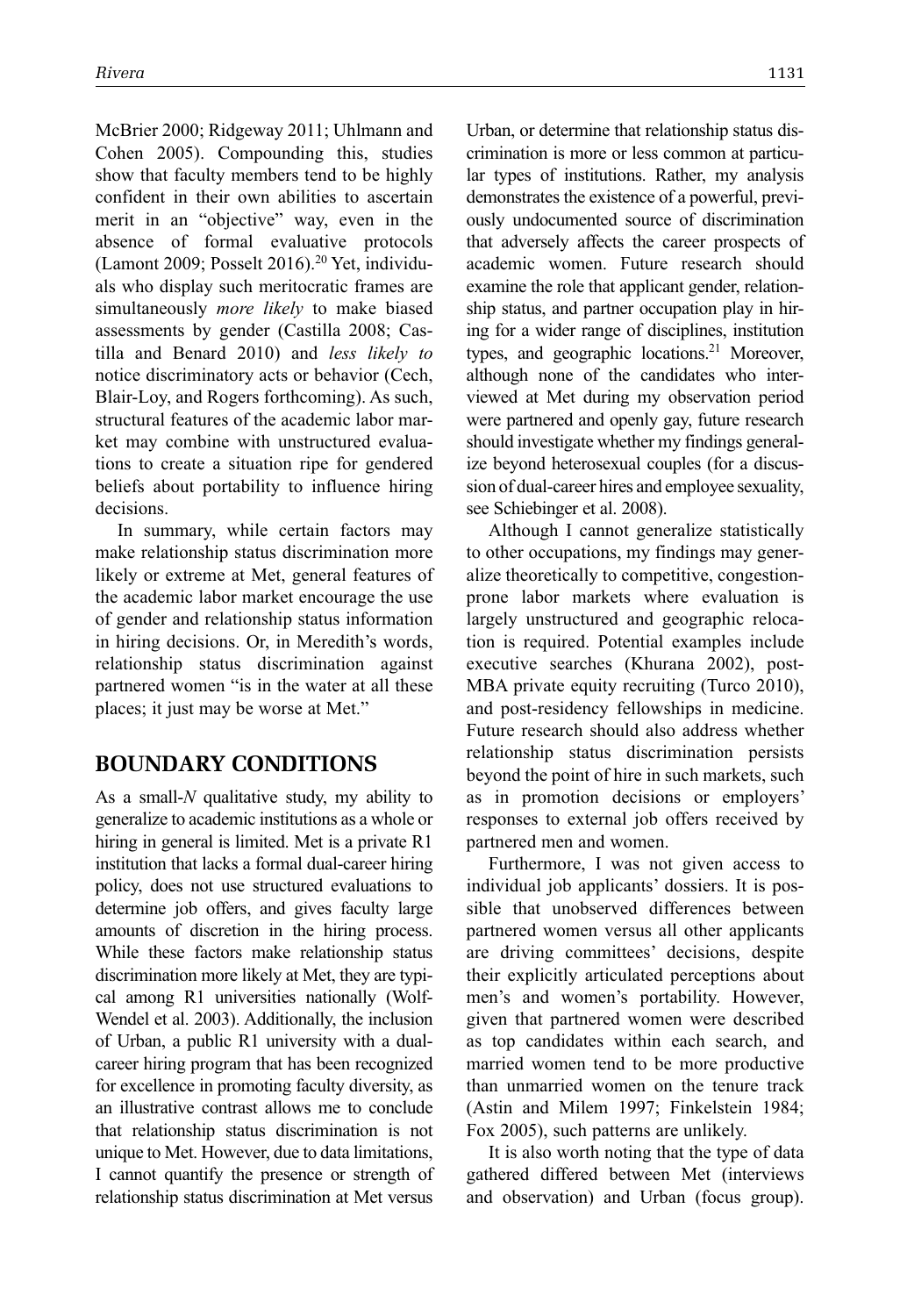McBrier 2000; Ridgeway 2011; Uhlmann and Cohen 2005). Compounding this, studies show that faculty members tend to be highly confident in their own abilities to ascertain merit in an "objective" way, even in the absence of formal evaluative protocols (Lamont 2009; Posselt 2016).[20] Yet, individuals who display such meritocratic frames are simultaneously *more likely* to make biased assessments by gender (Castilla 2008; Castilla and Benard 2010) and *less likely to* notice discriminatory acts or behavior (Cech, Blair-Loy, and Rogers forthcoming). As such, structural features of the academic labor market may combine with unstructured evaluations to create a situation ripe for gendered beliefs about portability to influence hiring decisions.

In summary, while certain factors may make relationship status discrimination more likely or extreme at Met, general features of the academic labor market encourage the use of gender and relationship status information in hiring decisions. Or, in Meredith's words, relationship status discrimination against partnered women "is in the water at all these places; it just may be worse at Met."

## BOUNDARY CONDITIONS

As a small-*N* qualitative study, my ability to generalize to academic institutions as a whole or hiring in general is limited. Met is a private R1 institution that lacks a formal dual-career hiring policy, does not use structured evaluations to determine job offers, and gives faculty large amounts of discretion in the hiring process. While these factors make relationship status discrimination more likely at Met, they are typical among R1 universities nationally (Wolf-Wendel et al. 2003). Additionally, the inclusion of Urban, a public R1 university with a dual-career hiring program that has been recognized for excellence in promoting faculty diversity, as an illustrative contrast allows me to conclude that relationship status discrimination is not unique to Met. However, due to data limitations, I cannot quantify the presence or strength of relationship status discrimination at Met versus Urban, or determine that relationship status discrimination is more or less common at particular types of institutions. Rather, my analysis demonstrates the existence of a powerful, previously undocumented source of discrimination that adversely affects the career prospects of academic women. Future research should examine the role that applicant gender, relationship status, and partner occupation play in hiring for a wider range of disciplines, institution types, and geographic locations.[21] Moreover, although none of the candidates who interviewed at Met during my observation period were partnered and openly gay, future research should investigate whether my findings generalize beyond heterosexual couples (for a discussion of dual-career hires and employee sexuality, see Schiebinger et al. 2008).

Although I cannot generalize statistically to other occupations, my findings may generalize theoretically to competitive, congestion-prone labor markets where evaluation is largely unstructured and geographic relocation is required. Potential examples include executive searches (Khurana 2002), post-MBA private equity recruiting (Turco 2010), and post-residency fellowships in medicine. Future research should also address whether relationship status discrimination persists beyond the point of hire in such markets, such as in promotion decisions or employers' responses to external job offers received by partnered men and women.

Furthermore, I was not given access to individual job applicants' dossiers. It is possible that unobserved differences between partnered women versus all other applicants are driving committees' decisions, despite their explicitly articulated perceptions about men's and women's portability. However, given that partnered women were described as top candidates within each search, and married women tend to be more productive than unmarried women on the tenure track (Astin and Milem 1997; Finkelstein 1984; Fox 2005), such patterns are unlikely.

It is also worth noting that the type of data gathered differed between Met (interviews and observation) and Urban (focus group).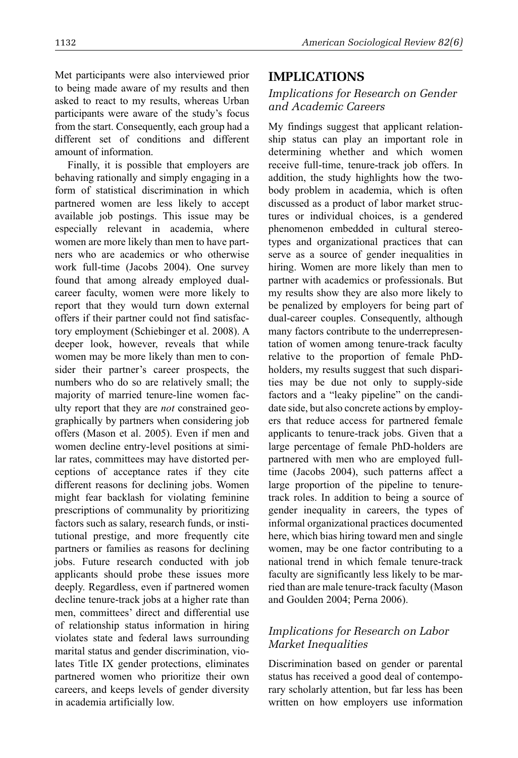Met participants were also interviewed prior to being made aware of my results and then asked to react to my results, whereas Urban participants were aware of the study's focus from the start. Consequently, each group had a different set of conditions and different amount of information.

Finally, it is possible that employers are behaving rationally and simply engaging in a form of statistical discrimination in which partnered women are less likely to accept available job postings. This issue may be especially relevant in academia, where women are more likely than men to have partners who are academics or who otherwise work full-time (Jacobs 2004). One survey found that among already employed dual-career faculty, women were more likely to report that they would turn down external offers if their partner could not find satisfactory employment (Schiebinger et al. 2008). A deeper look, however, reveals that while women may be more likely than men to consider their partner's career prospects, the numbers who do so are relatively small; the majority of married tenure-line women faculty report that they are *not* constrained geographically by partners when considering job offers (Mason et al. 2005). Even if men and women decline entry-level positions at similar rates, committees may have distorted perceptions of acceptance rates if they cite different reasons for declining jobs. Women might fear backlash for violating feminine prescriptions of communality by prioritizing factors such as salary, research funds, or institutional prestige, and more frequently cite partners or families as reasons for declining jobs. Future research conducted with job applicants should probe these issues more deeply. Regardless, even if partnered women decline tenure-track jobs at a higher rate than men, committees' direct and differential use of relationship status information in hiring violates state and federal laws surrounding marital status and gender discrimination, violates Title IX gender protections, eliminates partnered women who prioritize their own careers, and keeps levels of gender diversity in academia artificially low.

## IMPLICATIONS

### *Implications for Research on Gender and Academic Careers*

My findings suggest that applicant relationship status can play an important role in determining whether and which women receive full-time, tenure-track job offers. In addition, the study highlights how the two-body problem in academia, which is often discussed as a product of labor market structures or individual choices, is a gendered phenomenon embedded in cultural stereotypes and organizational practices that can serve as a source of gender inequalities in hiring. Women are more likely than men to partner with academics or professionals. But my results show they are also more likely to be penalized by employers for being part of dual-career couples. Consequently, although many factors contribute to the underrepresentation of women among tenure-track faculty relative to the proportion of female PhD-holders, my results suggest that such disparities may be due not only to supply-side factors and a "leaky pipeline" on the candidate side, but also concrete actions by employers that reduce access for partnered female applicants to tenure-track jobs. Given that a large percentage of female PhD-holders are partnered with men who are employed full-time (Jacobs 2004), such patterns affect a large proportion of the pipeline to tenure-track roles. In addition to being a source of gender inequality in careers, the types of informal organizational practices documented here, which bias hiring toward men and single women, may be one factor contributing to a national trend in which female tenure-track faculty are significantly less likely to be married than are male tenure-track faculty (Mason and Goulden 2004; Perna 2006).

### *Implications for Research on Labor Market Inequalities*

Discrimination based on gender or parental status has received a good deal of contemporary scholarly attention, but far less has been written on how employers use information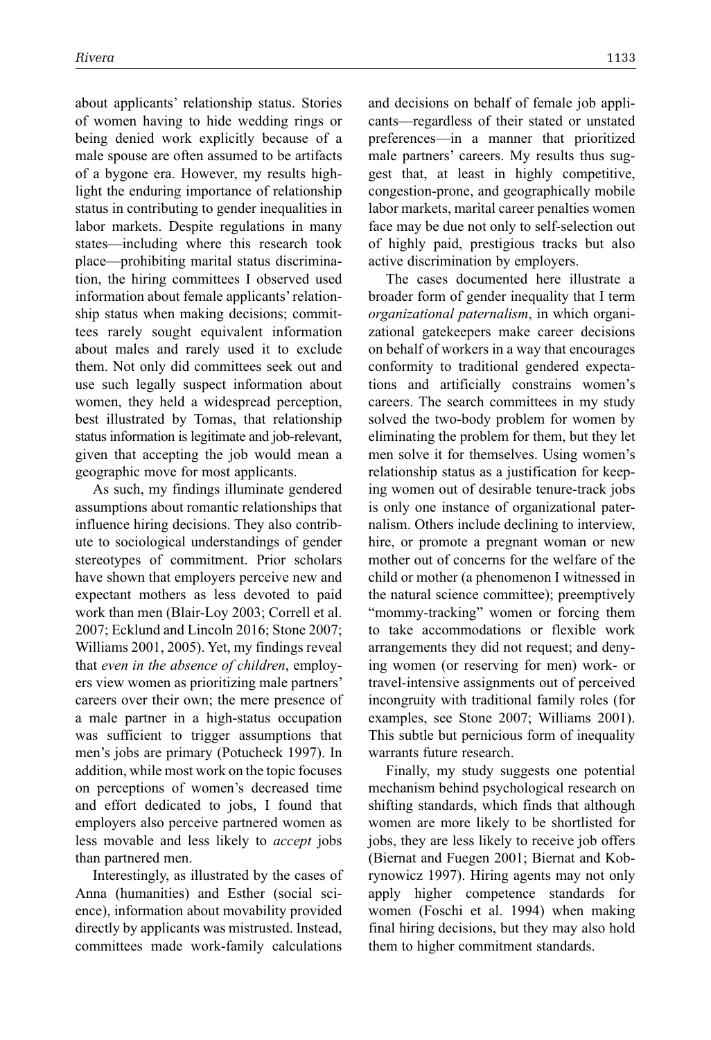about applicants' relationship status. Stories of women having to hide wedding rings or being denied work explicitly because of a male spouse are often assumed to be artifacts of a bygone era. However, my results highlight the enduring importance of relationship status in contributing to gender inequalities in labor markets. Despite regulations in many states—including where this research took place—prohibiting marital status discrimination, the hiring committees I observed used information about female applicants' relationship status when making decisions; committees rarely sought equivalent information about males and rarely used it to exclude them. Not only did committees seek out and use such legally suspect information about women, they held a widespread perception, best illustrated by Tomas, that relationship status information is legitimate and job-relevant, given that accepting the job would mean a geographic move for most applicants.

As such, my findings illuminate gendered assumptions about romantic relationships that influence hiring decisions. They also contribute to sociological understandings of gender stereotypes of commitment. Prior scholars have shown that employers perceive new and expectant mothers as less devoted to paid work than men (Blair-Loy 2003; Correll et al. 2007; Ecklund and Lincoln 2016; Stone 2007; Williams 2001, 2005). Yet, my findings reveal that *even in the absence of children*, employers view women as prioritizing male partners' careers over their own; the mere presence of a male partner in a high-status occupation was sufficient to trigger assumptions that men's jobs are primary (Potucheck 1997). In addition, while most work on the topic focuses on perceptions of women's decreased time and effort dedicated to jobs, I found that employers also perceive partnered women as less movable and less likely to *accept* jobs than partnered men.

Interestingly, as illustrated by the cases of Anna (humanities) and Esther (social science), information about movability provided directly by applicants was mistrusted. Instead, committees made work-family calculations and decisions on behalf of female job applicants—regardless of their stated or unstated preferences—in a manner that prioritized male partners' careers. My results thus suggest that, at least in highly competitive, congestion-prone, and geographically mobile labor markets, marital career penalties women face may be due not only to self-selection out of highly paid, prestigious tracks but also active discrimination by employers.

The cases documented here illustrate a broader form of gender inequality that I term *organizational paternalism*, in which organizational gatekeepers make career decisions on behalf of workers in a way that encourages conformity to traditional gendered expectations and artificially constrains women's careers. The search committees in my study solved the two-body problem for women by eliminating the problem for them, but they let men solve it for themselves. Using women's relationship status as a justification for keeping women out of desirable tenure-track jobs is only one instance of organizational paternalism. Others include declining to interview, hire, or promote a pregnant woman or new mother out of concerns for the welfare of the child or mother (a phenomenon I witnessed in the natural science committee); preemptively "mommy-tracking" women or forcing them to take accommodations or flexible work arrangements they did not request; and denying women (or reserving for men) work- or travel-intensive assignments out of perceived incongruity with traditional family roles (for examples, see Stone 2007; Williams 2001). This subtle but pernicious form of inequality warrants future research.

Finally, my study suggests one potential mechanism behind psychological research on shifting standards, which finds that although women are more likely to be shortlisted for jobs, they are less likely to receive job offers (Biernat and Fuegen 2001; Biernat and Kobrynowicz 1997). Hiring agents may not only apply higher competence standards for women (Foschi et al. 1994) when making final hiring decisions, but they may also hold them to higher commitment standards.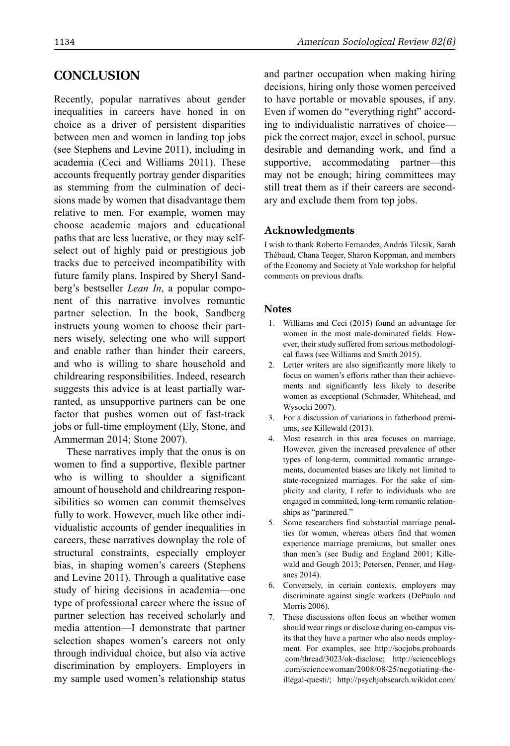## CONCLUSION

Recently, popular narratives about gender inequalities in careers have honed in on choice as a driver of persistent disparities between men and women in landing top jobs (see Stephens and Levine 2011), including in academia (Ceci and Williams 2011). These accounts frequently portray gender disparities as stemming from the culmination of decisions made by women that disadvantage them relative to men. For example, women may choose academic majors and educational paths that are less lucrative, or they may self-select out of highly paid or prestigious job tracks due to perceived incompatibility with future family plans. Inspired by Sheryl Sandberg's bestseller *Lean In*, a popular component of this narrative involves romantic partner selection. In the book, Sandberg instructs young women to choose their partners wisely, selecting one who will support and enable rather than hinder their careers, and who is willing to share household and childrearing responsibilities. Indeed, research suggests this advice is at least partially warranted, as unsupportive partners can be one factor that pushes women out of fast-track jobs or full-time employment (Ely, Stone, and Ammerman 2014; Stone 2007).

These narratives imply that the onus is on women to find a supportive, flexible partner who is willing to shoulder a significant amount of household and childrearing responsibilities so women can commit themselves fully to work. However, much like other individualistic accounts of gender inequalities in careers, these narratives downplay the role of structural constraints, especially employer bias, in shaping women's careers (Stephens and Levine 2011). Through a qualitative case study of hiring decisions in academia—one type of professional career where the issue of partner selection has received scholarly and media attention—I demonstrate that partner selection shapes women's careers not only through individual choice, but also via active discrimination by employers. Employers in my sample used women's relationship status and partner occupation when making hiring decisions, hiring only those women perceived to have portable or movable spouses, if any. Even if women do "everything right" according to individualistic narratives of choice—pick the correct major, excel in school, pursue desirable and demanding work, and find a supportive, accommodating partner—this may not be enough; hiring committees may still treat them as if their careers are secondary and exclude them from top jobs.

### Acknowledgments

I wish to thank Roberto Fernandez, András Tilcsik, Sarah Thébaud, Chana Teeger, Sharon Koppman, and members of the Economy and Society at Yale workshop for helpful comments on previous drafts.

### Notes

1. Williams and Ceci (2015) found an advantage for women in the most male-dominated fields. However, their study suffered from serious methodological flaws (see Williams and Smith 2015).
2. Letter writers are also significantly more likely to focus on women's efforts rather than their achievements and significantly less likely to describe women as exceptional (Schmader, Whitehead, and Wysocki 2007).
3. For a discussion of variations in fatherhood premiums, see Killewald (2013).
4. Most research in this area focuses on marriage. However, given the increased prevalence of other types of long-term, committed romantic arrangements, documented biases are likely not limited to state-recognized marriages. For the sake of simplicity and clarity, I refer to individuals who are engaged in committed, long-term romantic relationships as "partnered."
5. Some researchers find substantial marriage penalties for women, whereas others find that women experience marriage premiums, but smaller ones than men's (see Budig and England 2001; Killewald and Gough 2013; Petersen, Penner, and Høgsnes 2014).
6. Conversely, in certain contexts, employers may discriminate against single workers (DePaulo and Morris 2006).
7. These discussions often focus on whether women should wear rings or disclose during on-campus visits that they have a partner who also needs employment. For examples, see http://socjobs.proboards.com/thread/3023/ok-disclose; http://scienceblogs.com/sciencewoman/2008/08/25/negotiating-the-illegal-questi/; http://psychjobsearch.wikidot.com/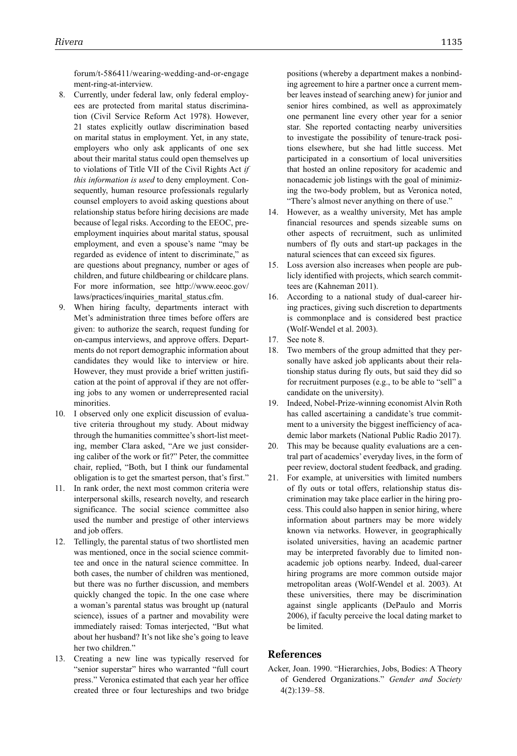forum/t-586411/wearing-wedding-and-or-engagement-ring-at-interview.

8. Currently, under federal law, only federal employees are protected from marital status discrimination (Civil Service Reform Act 1978). However, 21 states explicitly outlaw discrimination based on marital status in employment. Yet, in any state, employers who only ask applicants of one sex about their marital status could open themselves up to violations of Title VII of the Civil Rights Act *if this information is used* to deny employment. Consequently, human resource professionals regularly counsel employers to avoid asking questions about relationship status before hiring decisions are made because of legal risks. According to the EEOC, preemployment inquiries about marital status, spousal employment, and even a spouse's name "may be regarded as evidence of intent to discriminate," as are questions about pregnancy, number or ages of children, and future childbearing or childcare plans. For more information, see http://www.eeoc.gov/laws/practices/inquiries_marital_status.cfm.
9. When hiring faculty, departments interact with Met's administration three times before offers are given: to authorize the search, request funding for on-campus interviews, and approve offers. Departments do not report demographic information about candidates they would like to interview or hire. However, they must provide a brief written justification at the point of approval if they are not offering jobs to any women or underrepresented racial minorities.
10. I observed only one explicit discussion of evaluative criteria throughout my study. About midway through the humanities committee's short-list meeting, member Clara asked, "Are we just considering caliber of the work or fit?" Peter, the committee chair, replied, "Both, but I think our fundamental obligation is to get the smartest person, that's first."
11. In rank order, the next most common criteria were interpersonal skills, research novelty, and research significance. The social science committee also used the number and prestige of other interviews and job offers.
12. Tellingly, the parental status of two shortlisted men was mentioned, once in the social science committee and once in the natural science committee. In both cases, the number of children was mentioned, but there was no further discussion, and members quickly changed the topic. In the one case where a woman's parental status was brought up (natural science), issues of a partner and movability were immediately raised: Tomas interjected, "But what about her husband? It's not like she's going to leave her two children."
13. Creating a new line was typically reserved for "senior superstar" hires who warranted "full court press." Veronica estimated that each year her office created three or four lectureships and two bridge positions (whereby a department makes a nonbinding agreement to hire a partner once a current member leaves instead of searching anew) for junior and senior hires combined, as well as approximately one permanent line every other year for a senior star. She reported contacting nearby universities to investigate the possibility of tenure-track positions elsewhere, but she had little success. Met participated in a consortium of local universities that hosted an online repository for academic and nonacademic job listings with the goal of minimizing the two-body problem, but as Veronica noted, "There's almost never anything on there of use."
14. However, as a wealthy university, Met has ample financial resources and spends sizeable sums on other aspects of recruitment, such as unlimited numbers of fly outs and start-up packages in the natural sciences that can exceed six figures.
15. Loss aversion also increases when people are publicly identified with projects, which search committees are (Kahneman 2011).
16. According to a national study of dual-career hiring practices, giving such discretion to departments is commonplace and is considered best practice (Wolf-Wendel et al. 2003).
17. See note 8.
18. Two members of the group admitted that they personally have asked job applicants about their relationship status during fly outs, but said they did so for recruitment purposes (e.g., to be able to "sell" a candidate on the university).
19. Indeed, Nobel-Prize-winning economist Alvin Roth has called ascertaining a candidate's true commitment to a university the biggest inefficiency of academic labor markets (National Public Radio 2017).
20. This may be because quality evaluations are a central part of academics' everyday lives, in the form of peer review, doctoral student feedback, and grading.
21. For example, at universities with limited numbers of fly outs or total offers, relationship status discrimination may take place earlier in the hiring process. This could also happen in senior hiring, where information about partners may be more widely known via networks. However, in geographically isolated universities, having an academic partner may be interpreted favorably due to limited nonacademic job options nearby. Indeed, dual-career hiring programs are more common outside major metropolitan areas (Wolf-Wendel et al. 2003). At these universities, there may be discrimination against single applicants (DePaulo and Morris 2006), if faculty perceive the local dating market to be limited.

## References

Acker, Joan. 1990. "Hierarchies, Jobs, Bodies: A Theory of Gendered Organizations." *Gender and Society* 4(2):139–58.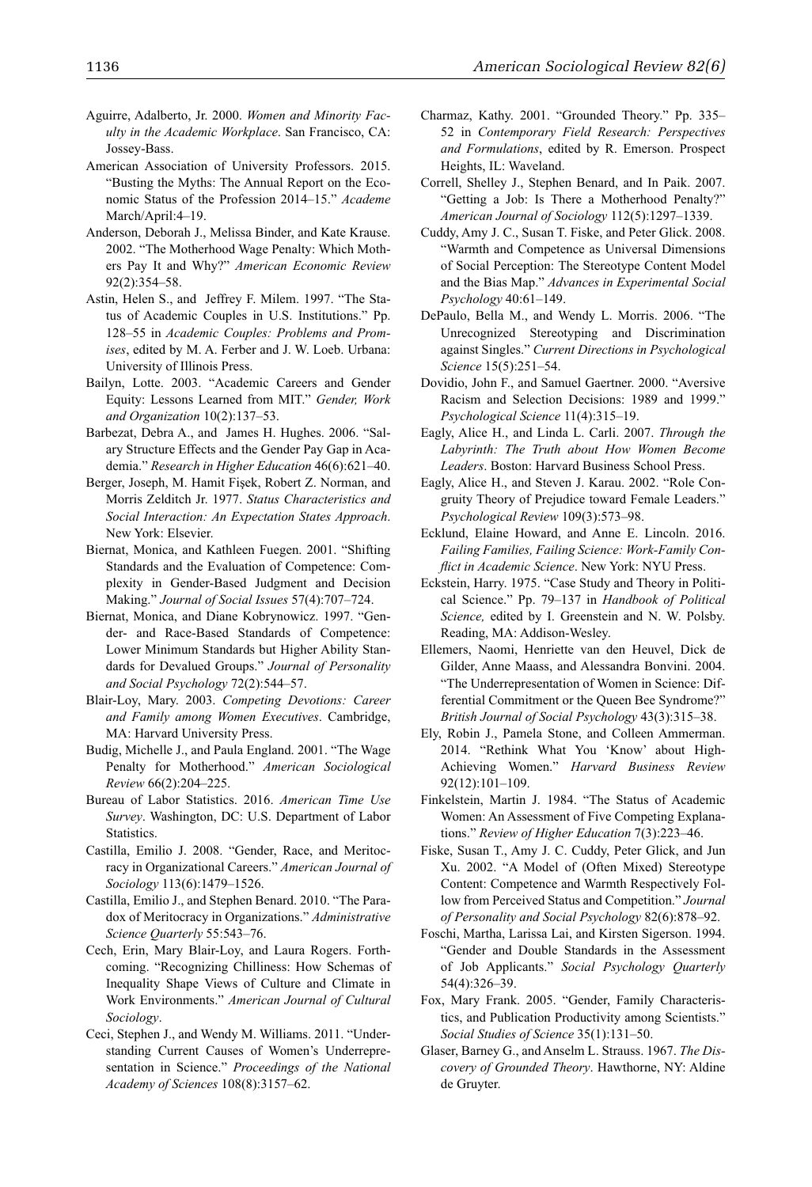Aguirre, Adalberto, Jr. 2000. *Women and Minority Faculty in the Academic Workplace*. San Francisco, CA: Jossey-Bass.

American Association of University Professors. 2015. "Busting the Myths: The Annual Report on the Economic Status of the Profession 2014–15." *Academe* March/April:4–19.

Anderson, Deborah J., Melissa Binder, and Kate Krause. 2002. "The Motherhood Wage Penalty: Which Mothers Pay It and Why?" *American Economic Review* 92(2):354–58.

Astin, Helen S., and Jeffrey F. Milem. 1997. "The Status of Academic Couples in U.S. Institutions." Pp. 128–55 in *Academic Couples: Problems and Promises*, edited by M. A. Ferber and J. W. Loeb. Urbana: University of Illinois Press.

Bailyn, Lotte. 2003. "Academic Careers and Gender Equity: Lessons Learned from MIT." *Gender, Work and Organization* 10(2):137–53.

Barbezat, Debra A., and James H. Hughes. 2006. "Salary Structure Effects and the Gender Pay Gap in Academia." *Research in Higher Education* 46(6):621–40.

Berger, Joseph, M. Hamit Fişek, Robert Z. Norman, and Morris Zelditch Jr. 1977. *Status Characteristics and Social Interaction: An Expectation States Approach*. New York: Elsevier.

Biernat, Monica, and Kathleen Fuegen. 2001. "Shifting Standards and the Evaluation of Competence: Complexity in Gender-Based Judgment and Decision Making." *Journal of Social Issues* 57(4):707–724.

Biernat, Monica, and Diane Kobrynowicz. 1997. "Gender- and Race-Based Standards of Competence: Lower Minimum Standards but Higher Ability Standards for Devalued Groups." *Journal of Personality and Social Psychology* 72(2):544–57.

Blair-Loy, Mary. 2003. *Competing Devotions: Career and Family among Women Executives*. Cambridge, MA: Harvard University Press.

Budig, Michelle J., and Paula England. 2001. "The Wage Penalty for Motherhood." *American Sociological Review* 66(2):204–225.

Bureau of Labor Statistics. 2016. *American Time Use Survey*. Washington, DC: U.S. Department of Labor Statistics.

Castilla, Emilio J. 2008. "Gender, Race, and Meritocracy in Organizational Careers." *American Journal of Sociology* 113(6):1479–1526.

Castilla, Emilio J., and Stephen Benard. 2010. "The Paradox of Meritocracy in Organizations." *Administrative Science Quarterly* 55:543–76.

Cech, Erin, Mary Blair-Loy, and Laura Rogers. Forthcoming. "Recognizing Chilliness: How Schemas of Inequality Shape Views of Culture and Climate in Work Environments." *American Journal of Cultural Sociology*.

Ceci, Stephen J., and Wendy M. Williams. 2011. "Understanding Current Causes of Women's Underrepresentation in Science." *Proceedings of the National Academy of Sciences* 108(8):3157–62.

Charmaz, Kathy. 2001. "Grounded Theory." Pp. 335–52 in *Contemporary Field Research: Perspectives and Formulations*, edited by R. Emerson. Prospect Heights, IL: Waveland.

Correll, Shelley J., Stephen Benard, and In Paik. 2007. "Getting a Job: Is There a Motherhood Penalty?" *American Journal of Sociology* 112(5):1297–1339.

Cuddy, Amy J. C., Susan T. Fiske, and Peter Glick. 2008. "Warmth and Competence as Universal Dimensions of Social Perception: The Stereotype Content Model and the Bias Map." *Advances in Experimental Social Psychology* 40:61–149.

DePaulo, Bella M., and Wendy L. Morris. 2006. "The Unrecognized Stereotyping and Discrimination against Singles." *Current Directions in Psychological Science* 15(5):251–54.

Dovidio, John F., and Samuel Gaertner. 2000. "Aversive Racism and Selection Decisions: 1989 and 1999." *Psychological Science* 11(4):315–19.

Eagly, Alice H., and Linda L. Carli. 2007. *Through the Labyrinth: The Truth about How Women Become Leaders*. Boston: Harvard Business School Press.

Eagly, Alice H., and Steven J. Karau. 2002. "Role Congruity Theory of Prejudice toward Female Leaders." *Psychological Review* 109(3):573–98.

Ecklund, Elaine Howard, and Anne E. Lincoln. 2016. *Failing Families, Failing Science: Work-Family Conflict in Academic Science*. New York: NYU Press.

Eckstein, Harry. 1975. "Case Study and Theory in Political Science." Pp. 79–137 in *Handbook of Political Science,* edited by I. Greenstein and N. W. Polsby. Reading, MA: Addison-Wesley.

Ellemers, Naomi, Henriette van den Heuvel, Dick de Gilder, Anne Maass, and Alessandra Bonvini. 2004. "The Underrepresentation of Women in Science: Differential Commitment or the Queen Bee Syndrome?" *British Journal of Social Psychology* 43(3):315–38.

Ely, Robin J., Pamela Stone, and Colleen Ammerman. 2014. "Rethink What You 'Know' about High-Achieving Women." *Harvard Business Review* 92(12):101–109.

Finkelstein, Martin J. 1984. "The Status of Academic Women: An Assessment of Five Competing Explanations." *Review of Higher Education* 7(3):223–46.

Fiske, Susan T., Amy J. C. Cuddy, Peter Glick, and Jun Xu. 2002. "A Model of (Often Mixed) Stereotype Content: Competence and Warmth Respectively Follow from Perceived Status and Competition." *Journal of Personality and Social Psychology* 82(6):878–92.

Foschi, Martha, Larissa Lai, and Kirsten Sigerson. 1994. "Gender and Double Standards in the Assessment of Job Applicants." *Social Psychology Quarterly* 54(4):326–39.

Fox, Mary Frank. 2005. "Gender, Family Characteristics, and Publication Productivity among Scientists." *Social Studies of Science* 35(1):131–50.

Glaser, Barney G., and Anselm L. Strauss. 1967. *The Discovery of Grounded Theory*. Hawthorne, NY: Aldine de Gruyter.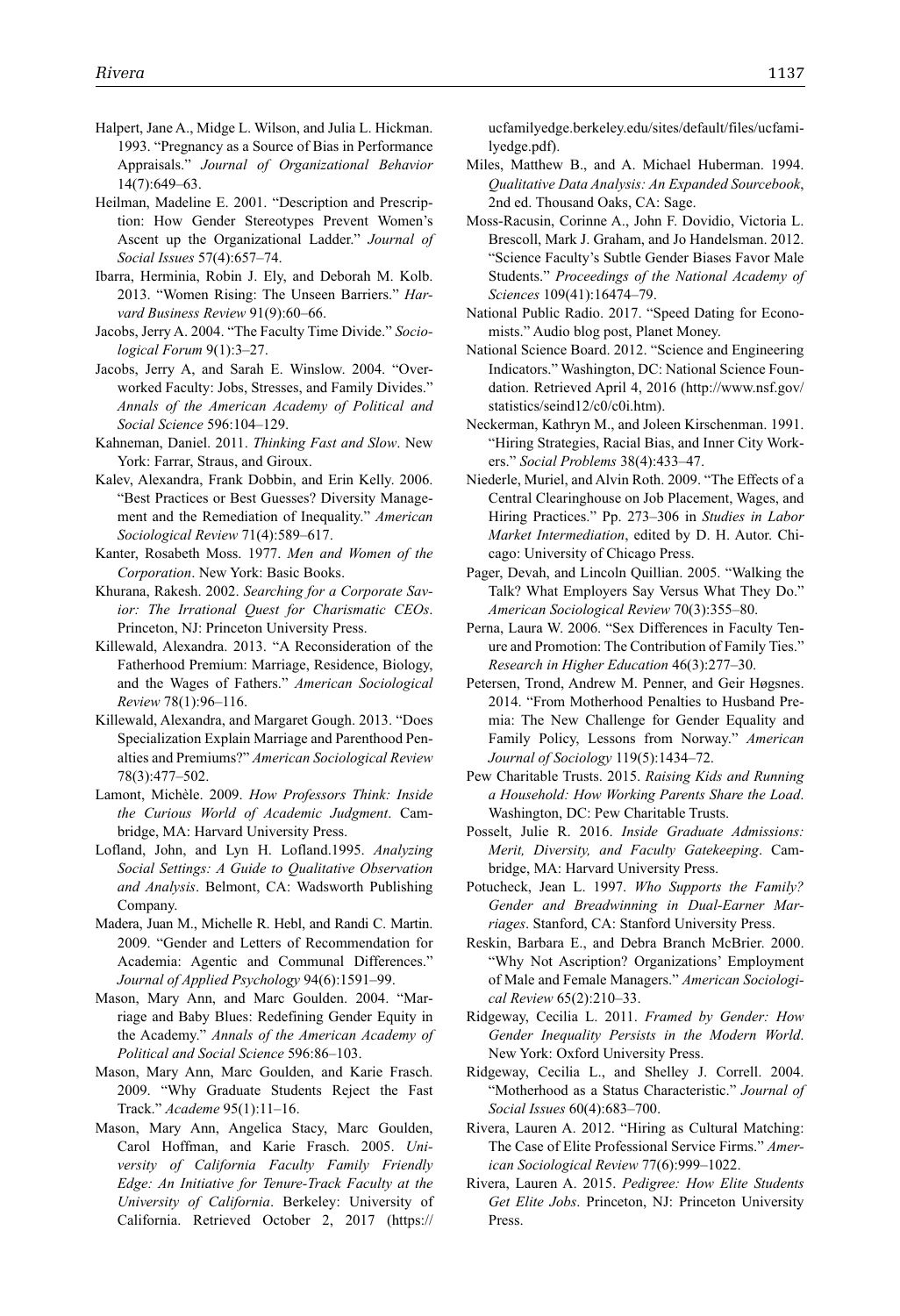Halpert, Jane A., Midge L. Wilson, and Julia L. Hickman. 1993. "Pregnancy as a Source of Bias in Performance Appraisals." *Journal of Organizational Behavior* 14(7):649–63.

Heilman, Madeline E. 2001. "Description and Prescription: How Gender Stereotypes Prevent Women's Ascent up the Organizational Ladder." *Journal of Social Issues* 57(4):657–74.

Ibarra, Herminia, Robin J. Ely, and Deborah M. Kolb. 2013. "Women Rising: The Unseen Barriers." *Harvard Business Review* 91(9):60–66.

Jacobs, Jerry A. 2004. "The Faculty Time Divide." *Sociological Forum* 9(1):3–27.

Jacobs, Jerry A, and Sarah E. Winslow. 2004. "Overworked Faculty: Jobs, Stresses, and Family Divides." *Annals of the American Academy of Political and Social Science* 596:104–129.

Kahneman, Daniel. 2011. *Thinking Fast and Slow*. New York: Farrar, Straus, and Giroux.

Kalev, Alexandra, Frank Dobbin, and Erin Kelly. 2006. "Best Practices or Best Guesses? Diversity Management and the Remediation of Inequality." *American Sociological Review* 71(4):589–617.

Kanter, Rosabeth Moss. 1977. *Men and Women of the Corporation*. New York: Basic Books.

Khurana, Rakesh. 2002. *Searching for a Corporate Savior: The Irrational Quest for Charismatic CEOs*. Princeton, NJ: Princeton University Press.

Killewald, Alexandra. 2013. "A Reconsideration of the Fatherhood Premium: Marriage, Residence, Biology, and the Wages of Fathers." *American Sociological Review* 78(1):96–116.

Killewald, Alexandra, and Margaret Gough. 2013. "Does Specialization Explain Marriage and Parenthood Penalties and Premiums?" *American Sociological Review* 78(3):477–502.

Lamont, Michèle. 2009. *How Professors Think: Inside the Curious World of Academic Judgment*. Cambridge, MA: Harvard University Press.

Lofland, John, and Lyn H. Lofland.1995. *Analyzing Social Settings: A Guide to Qualitative Observation and Analysis*. Belmont, CA: Wadsworth Publishing Company.

Madera, Juan M., Michelle R. Hebl, and Randi C. Martin. 2009. "Gender and Letters of Recommendation for Academia: Agentic and Communal Differences." *Journal of Applied Psychology* 94(6):1591–99.

Mason, Mary Ann, and Marc Goulden. 2004. "Marriage and Baby Blues: Redefining Gender Equity in the Academy." *Annals of the American Academy of Political and Social Science* 596:86–103.

Mason, Mary Ann, Marc Goulden, and Karie Frasch. 2009. "Why Graduate Students Reject the Fast Track." *Academe* 95(1):11–16.

Mason, Mary Ann, Angelica Stacy, Marc Goulden, Carol Hoffman, and Karie Frasch. 2005. *University of California Faculty Family Friendly Edge: An Initiative for Tenure-Track Faculty at the University of California*. Berkeley: University of California. Retrieved October 2, 2017 (https://ucfamilyedge.berkeley.edu/sites/default/files/ucfamilyedge.pdf).

Miles, Matthew B., and A. Michael Huberman. 1994. *Qualitative Data Analysis: An Expanded Sourcebook*, 2nd ed. Thousand Oaks, CA: Sage.

Moss-Racusin, Corinne A., John F. Dovidio, Victoria L. Brescoll, Mark J. Graham, and Jo Handelsman. 2012. "Science Faculty's Subtle Gender Biases Favor Male Students." *Proceedings of the National Academy of Sciences* 109(41):16474–79.

National Public Radio. 2017. "Speed Dating for Economists." Audio blog post, Planet Money.

National Science Board. 2012. "Science and Engineering Indicators." Washington, DC: National Science Foundation. Retrieved April 4, 2016 (http://www.nsf.gov/statistics/seind12/c0/c0i.htm).

Neckerman, Kathryn M., and Joleen Kirschenman. 1991. "Hiring Strategies, Racial Bias, and Inner City Workers." *Social Problems* 38(4):433–47.

Niederle, Muriel, and Alvin Roth. 2009. "The Effects of a Central Clearinghouse on Job Placement, Wages, and Hiring Practices." Pp. 273–306 in *Studies in Labor Market Intermediation*, edited by D. H. Autor. Chicago: University of Chicago Press.

Pager, Devah, and Lincoln Quillian. 2005. "Walking the Talk? What Employers Say Versus What They Do." *American Sociological Review* 70(3):355–80.

Perna, Laura W. 2006. "Sex Differences in Faculty Tenure and Promotion: The Contribution of Family Ties." *Research in Higher Education* 46(3):277–30.

Petersen, Trond, Andrew M. Penner, and Geir Høgsnes. 2014. "From Motherhood Penalties to Husband Premia: The New Challenge for Gender Equality and Family Policy, Lessons from Norway." *American Journal of Sociology* 119(5):1434–72.

Pew Charitable Trusts. 2015. *Raising Kids and Running a Household: How Working Parents Share the Load*. Washington, DC: Pew Charitable Trusts.

Posselt, Julie R. 2016. *Inside Graduate Admissions: Merit, Diversity, and Faculty Gatekeeping*. Cambridge, MA: Harvard University Press.

Potucheck, Jean L. 1997. *Who Supports the Family? Gender and Breadwinning in Dual-Earner Marriages*. Stanford, CA: Stanford University Press.

Reskin, Barbara E., and Debra Branch McBrier. 2000. "Why Not Ascription? Organizations' Employment of Male and Female Managers." *American Sociological Review* 65(2):210–33.

Ridgeway, Cecilia L. 2011. *Framed by Gender: How Gender Inequality Persists in the Modern World*. New York: Oxford University Press.

Ridgeway, Cecilia L., and Shelley J. Correll. 2004. "Motherhood as a Status Characteristic." *Journal of Social Issues* 60(4):683–700.

Rivera, Lauren A. 2012. "Hiring as Cultural Matching: The Case of Elite Professional Service Firms." *American Sociological Review* 77(6):999–1022.

Rivera, Lauren A. 2015. *Pedigree: How Elite Students Get Elite Jobs*. Princeton, NJ: Princeton University Press.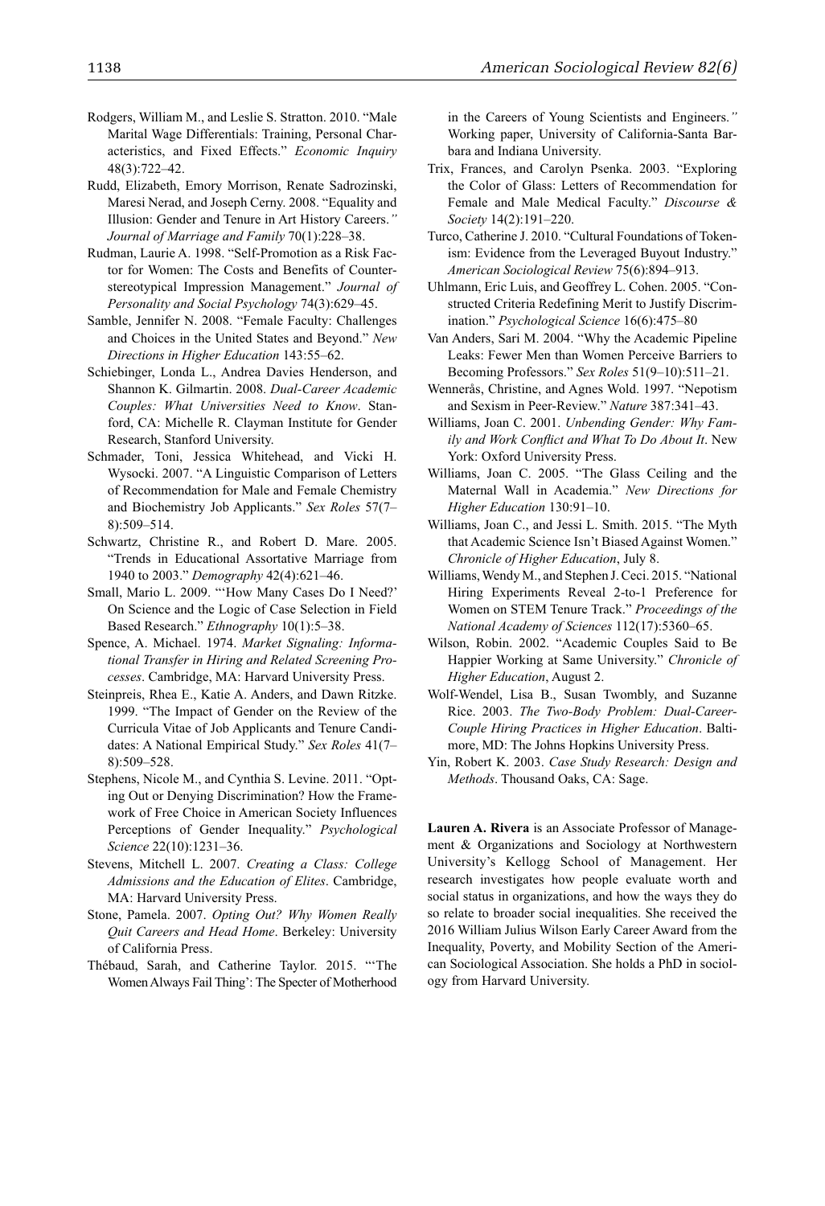Rodgers, William M., and Leslie S. Stratton. 2010. "Male Marital Wage Differentials: Training, Personal Characteristics, and Fixed Effects." *Economic Inquiry* 48(3):722–42.

Rudd, Elizabeth, Emory Morrison, Renate Sadrozinski, Maresi Nerad, and Joseph Cerny. 2008. "Equality and Illusion: Gender and Tenure in Art History Careers." *Journal of Marriage and Family* 70(1):228–38.

Rudman, Laurie A. 1998. "Self-Promotion as a Risk Factor for Women: The Costs and Benefits of Counterstereotypical Impression Management." *Journal of Personality and Social Psychology* 74(3):629–45.

Samble, Jennifer N. 2008. "Female Faculty: Challenges and Choices in the United States and Beyond." *New Directions in Higher Education* 143:55–62.

Schiebinger, Londa L., Andrea Davies Henderson, and Shannon K. Gilmartin. 2008. *Dual-Career Academic Couples: What Universities Need to Know*. Stanford, CA: Michelle R. Clayman Institute for Gender Research, Stanford University.

Schmader, Toni, Jessica Whitehead, and Vicki H. Wysocki. 2007. "A Linguistic Comparison of Letters of Recommendation for Male and Female Chemistry and Biochemistry Job Applicants." *Sex Roles* 57(7–8):509–514.

Schwartz, Christine R., and Robert D. Mare. 2005. "Trends in Educational Assortative Marriage from 1940 to 2003." *Demography* 42(4):621–46.

Small, Mario L. 2009. "'How Many Cases Do I Need?' On Science and the Logic of Case Selection in Field Based Research." *Ethnography* 10(1):5–38.

Spence, A. Michael. 1974. *Market Signaling: Informational Transfer in Hiring and Related Screening Processes*. Cambridge, MA: Harvard University Press.

Steinpreis, Rhea E., Katie A. Anders, and Dawn Ritzke. 1999. "The Impact of Gender on the Review of the Curricula Vitae of Job Applicants and Tenure Candidates: A National Empirical Study." *Sex Roles* 41(7–8):509–528.

Stephens, Nicole M., and Cynthia S. Levine. 2011. "Opting Out or Denying Discrimination? How the Framework of Free Choice in American Society Influences Perceptions of Gender Inequality." *Psychological Science* 22(10):1231–36.

Stevens, Mitchell L. 2007. *Creating a Class: College Admissions and the Education of Elites*. Cambridge, MA: Harvard University Press.

Stone, Pamela. 2007. *Opting Out? Why Women Really Quit Careers and Head Home*. Berkeley: University of California Press.

Thébaud, Sarah, and Catherine Taylor. 2015. "'The Women Always Fail Thing': The Specter of Motherhood in the Careers of Young Scientists and Engineers." Working paper, University of California-Santa Barbara and Indiana University.

Trix, Frances, and Carolyn Psenka. 2003. "Exploring the Color of Glass: Letters of Recommendation for Female and Male Medical Faculty." *Discourse & Society* 14(2):191–220.

Turco, Catherine J. 2010. "Cultural Foundations of Tokenism: Evidence from the Leveraged Buyout Industry." *American Sociological Review* 75(6):894–913.

Uhlmann, Eric Luis, and Geoffrey L. Cohen. 2005. "Constructed Criteria Redefining Merit to Justify Discrimination." *Psychological Science* 16(6):475–80

Van Anders, Sari M. 2004. "Why the Academic Pipeline Leaks: Fewer Men than Women Perceive Barriers to Becoming Professors." *Sex Roles* 51(9–10):511–21.

Wennerås, Christine, and Agnes Wold. 1997. "Nepotism and Sexism in Peer-Review." *Nature* 387:341–43.

Williams, Joan C. 2001. *Unbending Gender: Why Family and Work Conflict and What To Do About It*. New York: Oxford University Press.

Williams, Joan C. 2005. "The Glass Ceiling and the Maternal Wall in Academia." *New Directions for Higher Education* 130:91–10.

Williams, Joan C., and Jessi L. Smith. 2015. "The Myth that Academic Science Isn't Biased Against Women." *Chronicle of Higher Education*, July 8.

Williams, Wendy M., and Stephen J. Ceci. 2015. "National Hiring Experiments Reveal 2-to-1 Preference for Women on STEM Tenure Track." *Proceedings of the National Academy of Sciences* 112(17):5360–65.

Wilson, Robin. 2002. "Academic Couples Said to Be Happier Working at Same University." *Chronicle of Higher Education*, August 2.

Wolf-Wendel, Lisa B., Susan Twombly, and Suzanne Rice. 2003. *The Two-Body Problem: Dual-Career-Couple Hiring Practices in Higher Education*. Baltimore, MD: The Johns Hopkins University Press.

Yin, Robert K. 2003. *Case Study Research: Design and Methods*. Thousand Oaks, CA: Sage.

**Lauren A. Rivera** is an Associate Professor of Management & Organizations and Sociology at Northwestern University's Kellogg School of Management. Her research investigates how people evaluate worth and social status in organizations, and how the ways they do so relate to broader social inequalities. She received the 2016 William Julius Wilson Early Career Award from the Inequality, Poverty, and Mobility Section of the American Sociological Association. She holds a PhD in sociology from Harvard University.